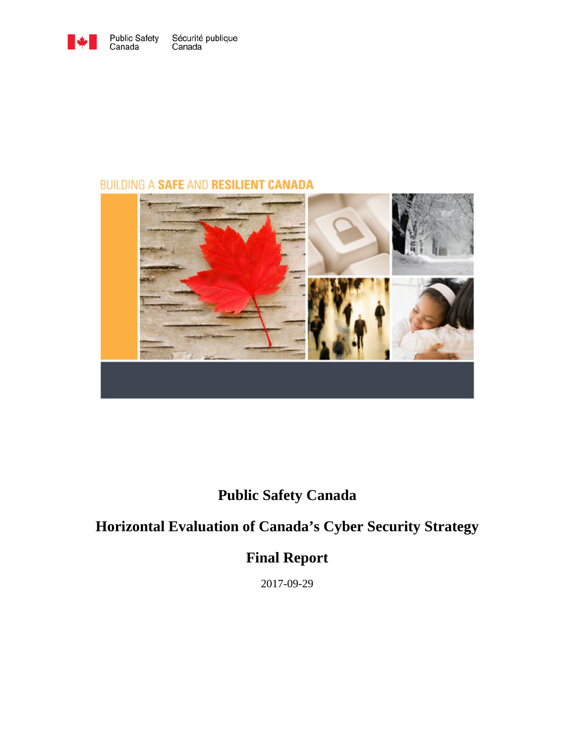Public Safety Canada Sécurité publique Canada

BUILDING A SAFE AND RESILIENT CANADA

# Public Safety Canada

# Horizontal Evaluation of Canada's Cyber Security Strategy

# Final Report

2017-09-29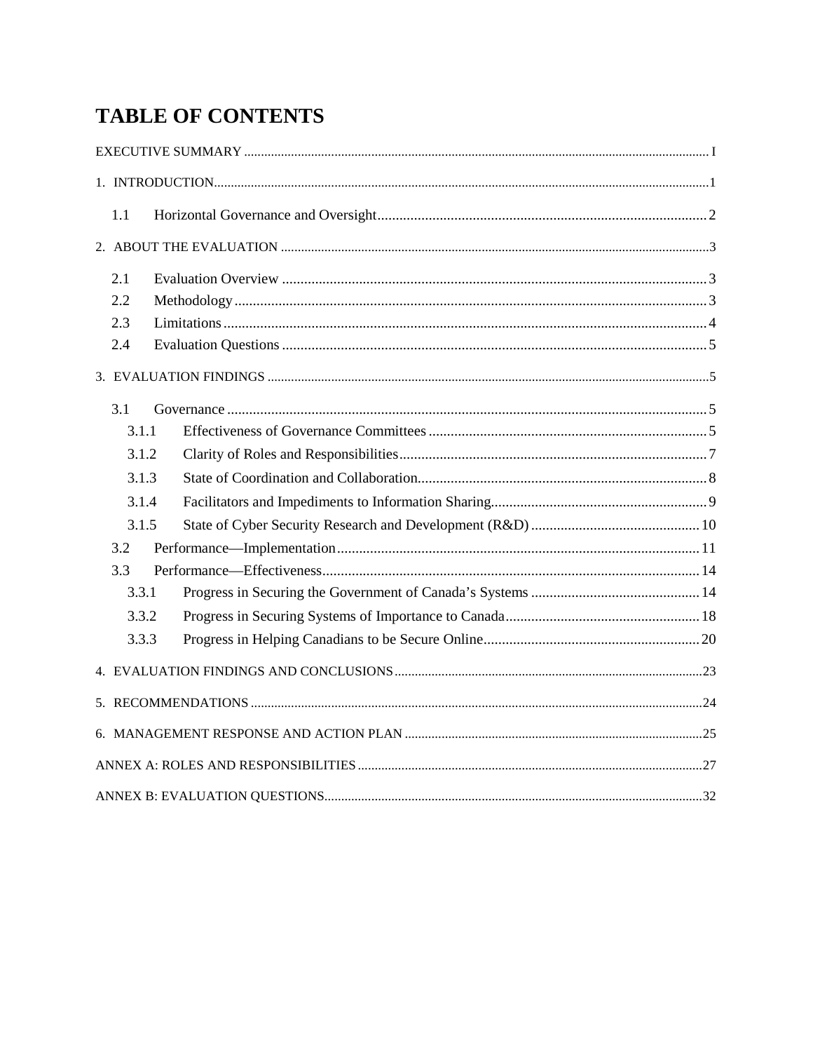# TABLE OF CONTENTS

EXECUTIVE SUMMARY ..... I

1. INTRODUCTION ..... 1
   - 1.1 Horizontal Governance and Oversight ..... 2

2. ABOUT THE EVALUATION ..... 3
   - 2.1 Evaluation Overview ..... 3
   - 2.2 Methodology ..... 3
   - 2.3 Limitations ..... 4
   - 2.4 Evaluation Questions ..... 5

3. EVALUATION FINDINGS ..... 5
   - 3.1 Governance ..... 5
     - 3.1.1 Effectiveness of Governance Committees ..... 5
     - 3.1.2 Clarity of Roles and Responsibilities ..... 7
     - 3.1.3 State of Coordination and Collaboration ..... 8
     - 3.1.4 Facilitators and Impediments to Information Sharing ..... 9
     - 3.1.5 State of Cyber Security Research and Development (R&D) ..... 10
   - 3.2 Performance—Implementation ..... 11
   - 3.3 Performance—Effectiveness ..... 14
     - 3.3.1 Progress in Securing the Government of Canada's Systems ..... 14
     - 3.3.2 Progress in Securing Systems of Importance to Canada ..... 18
     - 3.3.3 Progress in Helping Canadians to be Secure Online ..... 20

4. EVALUATION FINDINGS AND CONCLUSIONS ..... 23

5. RECOMMENDATIONS ..... 24

6. MANAGEMENT RESPONSE AND ACTION PLAN ..... 25

ANNEX A: ROLES AND RESPONSIBILITIES ..... 27

ANNEX B: EVALUATION QUESTIONS ..... 32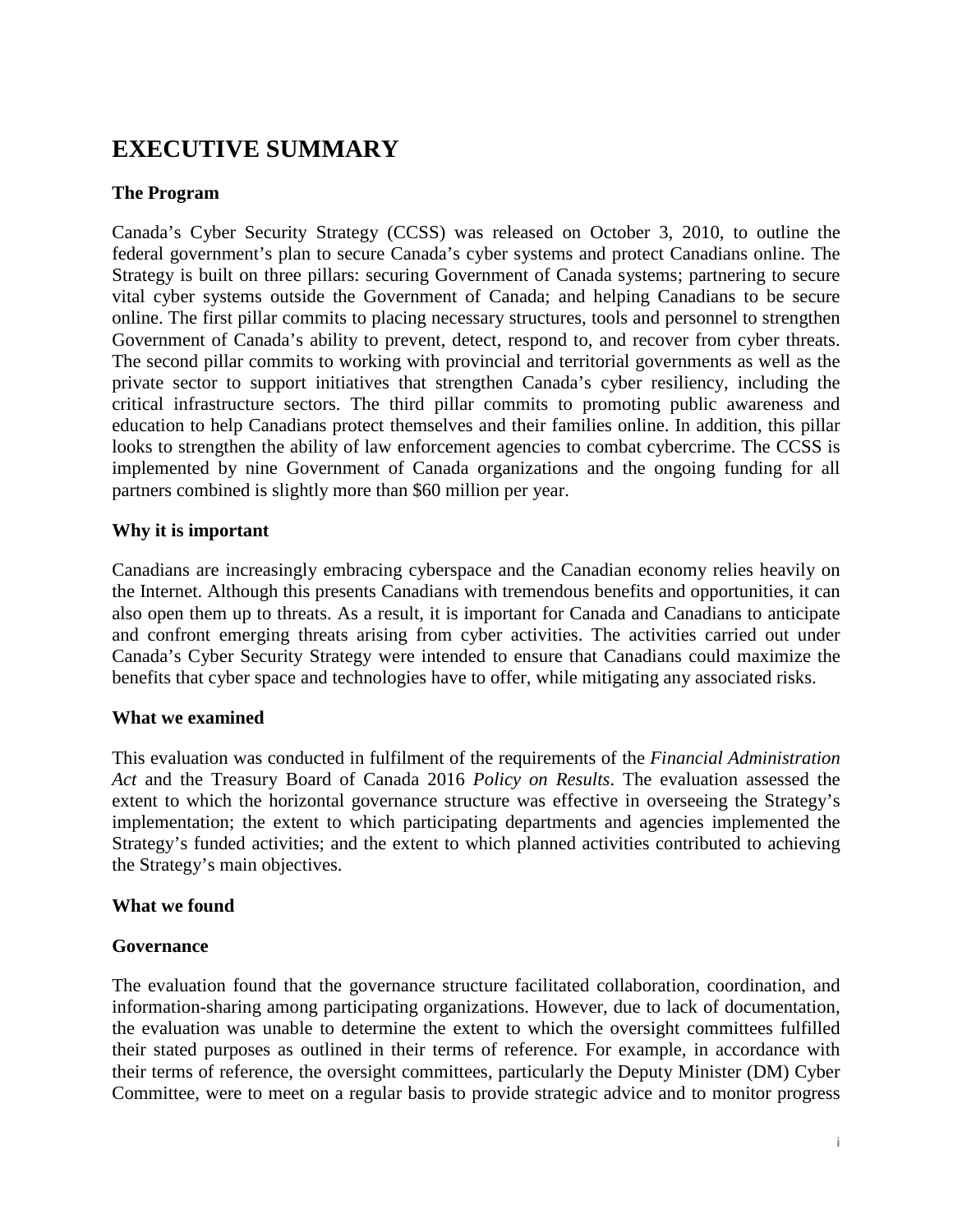# EXECUTIVE SUMMARY

### The Program

Canada's Cyber Security Strategy (CCSS) was released on October 3, 2010, to outline the federal government's plan to secure Canada's cyber systems and protect Canadians online. The Strategy is built on three pillars: securing Government of Canada systems; partnering to secure vital cyber systems outside the Government of Canada; and helping Canadians to be secure online. The first pillar commits to placing necessary structures, tools and personnel to strengthen Government of Canada's ability to prevent, detect, respond to, and recover from cyber threats. The second pillar commits to working with provincial and territorial governments as well as the private sector to support initiatives that strengthen Canada's cyber resiliency, including the critical infrastructure sectors. The third pillar commits to promoting public awareness and education to help Canadians protect themselves and their families online. In addition, this pillar looks to strengthen the ability of law enforcement agencies to combat cybercrime. The CCSS is implemented by nine Government of Canada organizations and the ongoing funding for all partners combined is slightly more than $60 million per year.

### Why it is important

Canadians are increasingly embracing cyberspace and the Canadian economy relies heavily on the Internet. Although this presents Canadians with tremendous benefits and opportunities, it can also open them up to threats. As a result, it is important for Canada and Canadians to anticipate and confront emerging threats arising from cyber activities. The activities carried out under Canada's Cyber Security Strategy were intended to ensure that Canadians could maximize the benefits that cyber space and technologies have to offer, while mitigating any associated risks.

### What we examined

This evaluation was conducted in fulfilment of the requirements of the *Financial Administration Act* and the Treasury Board of Canada 2016 *Policy on Results*. The evaluation assessed the extent to which the horizontal governance structure was effective in overseeing the Strategy's implementation; the extent to which participating departments and agencies implemented the Strategy's funded activities; and the extent to which planned activities contributed to achieving the Strategy's main objectives.

### What we found

#### Governance

The evaluation found that the governance structure facilitated collaboration, coordination, and information-sharing among participating organizations. However, due to lack of documentation, the evaluation was unable to determine the extent to which the oversight committees fulfilled their stated purposes as outlined in their terms of reference. For example, in accordance with their terms of reference, the oversight committees, particularly the Deputy Minister (DM) Cyber Committee, were to meet on a regular basis to provide strategic advice and to monitor progress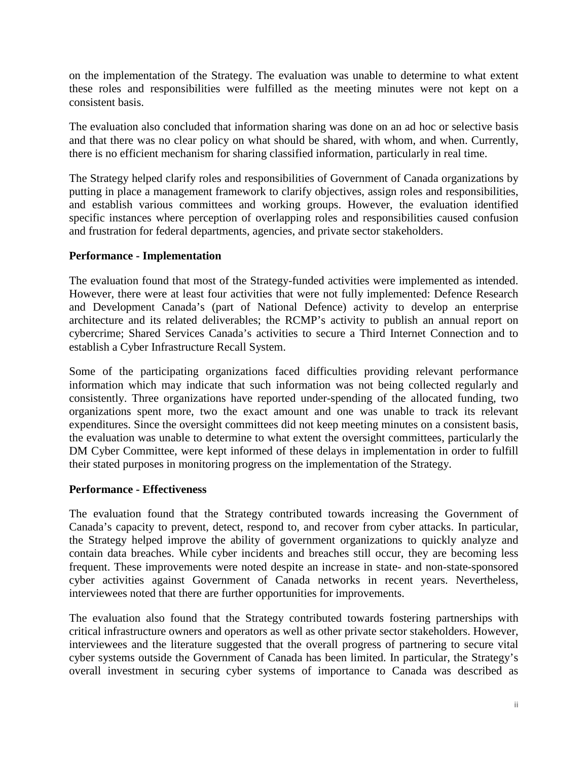on the implementation of the Strategy. The evaluation was unable to determine to what extent these roles and responsibilities were fulfilled as the meeting minutes were not kept on a consistent basis.

The evaluation also concluded that information sharing was done on an ad hoc or selective basis and that there was no clear policy on what should be shared, with whom, and when. Currently, there is no efficient mechanism for sharing classified information, particularly in real time.

The Strategy helped clarify roles and responsibilities of Government of Canada organizations by putting in place a management framework to clarify objectives, assign roles and responsibilities, and establish various committees and working groups. However, the evaluation identified specific instances where perception of overlapping roles and responsibilities caused confusion and frustration for federal departments, agencies, and private sector stakeholders.

**Performance - Implementation**

The evaluation found that most of the Strategy-funded activities were implemented as intended. However, there were at least four activities that were not fully implemented: Defence Research and Development Canada's (part of National Defence) activity to develop an enterprise architecture and its related deliverables; the RCMP's activity to publish an annual report on cybercrime; Shared Services Canada's activities to secure a Third Internet Connection and to establish a Cyber Infrastructure Recall System.

Some of the participating organizations faced difficulties providing relevant performance information which may indicate that such information was not being collected regularly and consistently. Three organizations have reported under-spending of the allocated funding, two organizations spent more, two the exact amount and one was unable to track its relevant expenditures. Since the oversight committees did not keep meeting minutes on a consistent basis, the evaluation was unable to determine to what extent the oversight committees, particularly the DM Cyber Committee, were kept informed of these delays in implementation in order to fulfill their stated purposes in monitoring progress on the implementation of the Strategy.

**Performance - Effectiveness**

The evaluation found that the Strategy contributed towards increasing the Government of Canada's capacity to prevent, detect, respond to, and recover from cyber attacks. In particular, the Strategy helped improve the ability of government organizations to quickly analyze and contain data breaches. While cyber incidents and breaches still occur, they are becoming less frequent. These improvements were noted despite an increase in state- and non-state-sponsored cyber activities against Government of Canada networks in recent years. Nevertheless, interviewees noted that there are further opportunities for improvements.

The evaluation also found that the Strategy contributed towards fostering partnerships with critical infrastructure owners and operators as well as other private sector stakeholders. However, interviewees and the literature suggested that the overall progress of partnering to secure vital cyber systems outside the Government of Canada has been limited. In particular, the Strategy's overall investment in securing cyber systems of importance to Canada was described as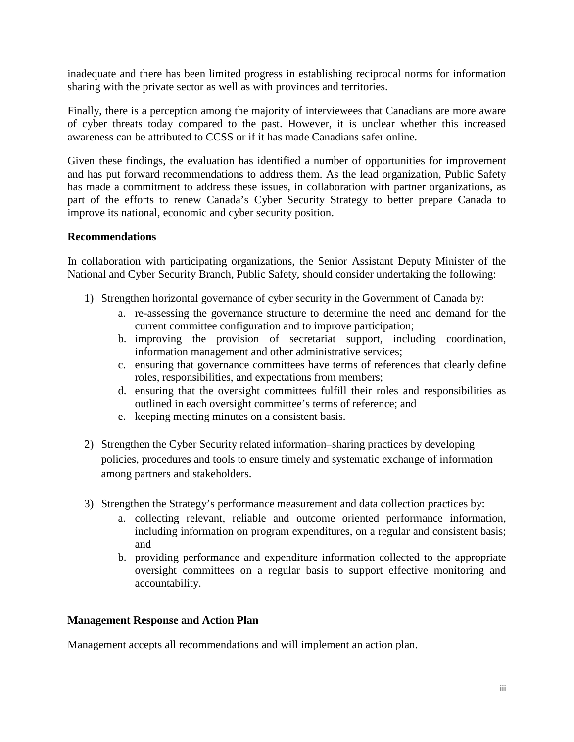inadequate and there has been limited progress in establishing reciprocal norms for information sharing with the private sector as well as with provinces and territories.

Finally, there is a perception among the majority of interviewees that Canadians are more aware of cyber threats today compared to the past. However, it is unclear whether this increased awareness can be attributed to CCSS or if it has made Canadians safer online.

Given these findings, the evaluation has identified a number of opportunities for improvement and has put forward recommendations to address them. As the lead organization, Public Safety has made a commitment to address these issues, in collaboration with partner organizations, as part of the efforts to renew Canada's Cyber Security Strategy to better prepare Canada to improve its national, economic and cyber security position.

**Recommendations**

In collaboration with participating organizations, the Senior Assistant Deputy Minister of the National and Cyber Security Branch, Public Safety, should consider undertaking the following:

1) Strengthen horizontal governance of cyber security in the Government of Canada by:
    a. re-assessing the governance structure to determine the need and demand for the current committee configuration and to improve participation;
    b. improving the provision of secretariat support, including coordination, information management and other administrative services;
    c. ensuring that governance committees have terms of references that clearly define roles, responsibilities, and expectations from members;
    d. ensuring that the oversight committees fulfill their roles and responsibilities as outlined in each oversight committee's terms of reference; and
    e. keeping meeting minutes on a consistent basis.

2) Strengthen the Cyber Security related information–sharing practices by developing policies, procedures and tools to ensure timely and systematic exchange of information among partners and stakeholders.

3) Strengthen the Strategy's performance measurement and data collection practices by:
    a. collecting relevant, reliable and outcome oriented performance information, including information on program expenditures, on a regular and consistent basis; and
    b. providing performance and expenditure information collected to the appropriate oversight committees on a regular basis to support effective monitoring and accountability.

**Management Response and Action Plan**

Management accepts all recommendations and will implement an action plan.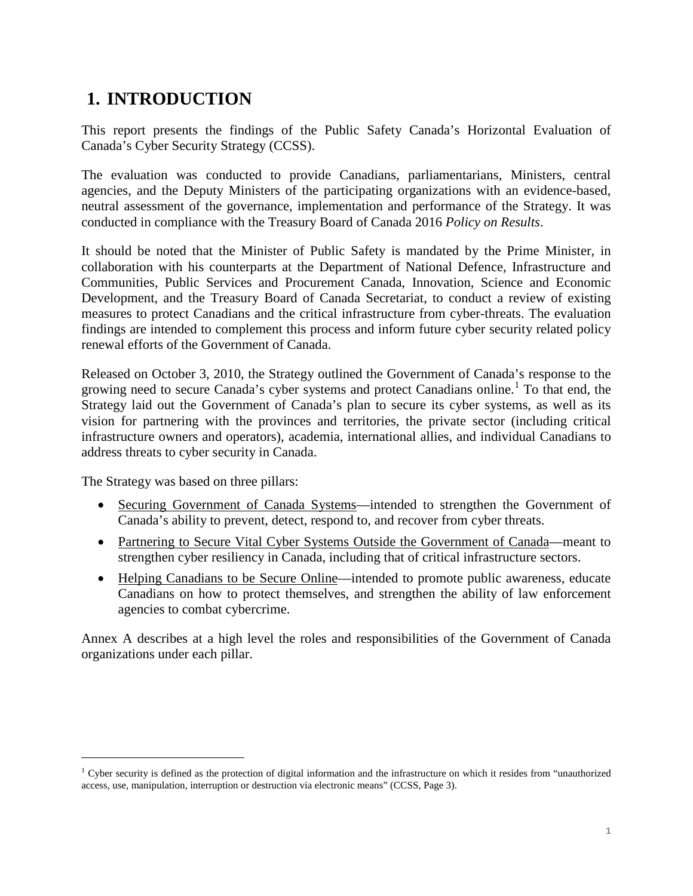# 1. INTRODUCTION

This report presents the findings of the Public Safety Canada's Horizontal Evaluation of Canada's Cyber Security Strategy (CCSS).

The evaluation was conducted to provide Canadians, parliamentarians, Ministers, central agencies, and the Deputy Ministers of the participating organizations with an evidence-based, neutral assessment of the governance, implementation and performance of the Strategy. It was conducted in compliance with the Treasury Board of Canada 2016 *Policy on Results*.

It should be noted that the Minister of Public Safety is mandated by the Prime Minister, in collaboration with his counterparts at the Department of National Defence, Infrastructure and Communities, Public Services and Procurement Canada, Innovation, Science and Economic Development, and the Treasury Board of Canada Secretariat, to conduct a review of existing measures to protect Canadians and the critical infrastructure from cyber-threats. The evaluation findings are intended to complement this process and inform future cyber security related policy renewal efforts of the Government of Canada.

Released on October 3, 2010, the Strategy outlined the Government of Canada's response to the growing need to secure Canada's cyber systems and protect Canadians online.[1] To that end, the Strategy laid out the Government of Canada's plan to secure its cyber systems, as well as its vision for partnering with the provinces and territories, the private sector (including critical infrastructure owners and operators), academia, international allies, and individual Canadians to address threats to cyber security in Canada.

The Strategy was based on three pillars:

- Securing Government of Canada Systems—intended to strengthen the Government of Canada's ability to prevent, detect, respond to, and recover from cyber threats.
- Partnering to Secure Vital Cyber Systems Outside the Government of Canada—meant to strengthen cyber resiliency in Canada, including that of critical infrastructure sectors.
- Helping Canadians to be Secure Online—intended to promote public awareness, educate Canadians on how to protect themselves, and strengthen the ability of law enforcement agencies to combat cybercrime.

Annex A describes at a high level the roles and responsibilities of the Government of Canada organizations under each pillar.

[1] Cyber security is defined as the protection of digital information and the infrastructure on which it resides from "unauthorized access, use, manipulation, interruption or destruction via electronic means" (CCSS, Page 3).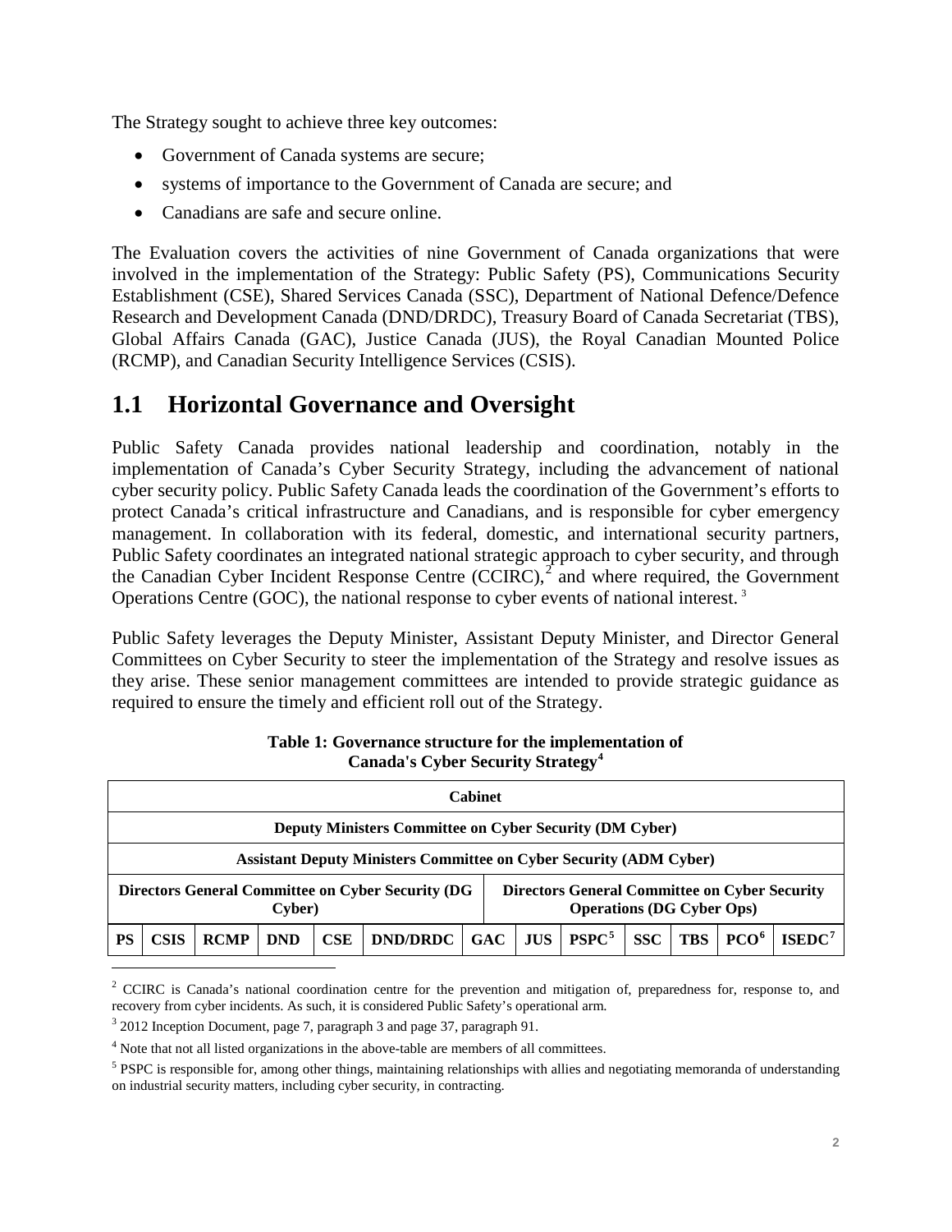The Strategy sought to achieve three key outcomes:

- Government of Canada systems are secure;
- systems of importance to the Government of Canada are secure; and
- Canadians are safe and secure online.

The Evaluation covers the activities of nine Government of Canada organizations that were involved in the implementation of the Strategy: Public Safety (PS), Communications Security Establishment (CSE), Shared Services Canada (SSC), Department of National Defence/Defence Research and Development Canada (DND/DRDC), Treasury Board of Canada Secretariat (TBS), Global Affairs Canada (GAC), Justice Canada (JUS), the Royal Canadian Mounted Police (RCMP), and Canadian Security Intelligence Services (CSIS).

## 1.1 Horizontal Governance and Oversight

Public Safety Canada provides national leadership and coordination, notably in the implementation of Canada's Cyber Security Strategy, including the advancement of national cyber security policy. Public Safety Canada leads the coordination of the Government's efforts to protect Canada's critical infrastructure and Canadians, and is responsible for cyber emergency management. In collaboration with its federal, domestic, and international security partners, Public Safety coordinates an integrated national strategic approach to cyber security, and through the Canadian Cyber Incident Response Centre (CCIRC),[2] and where required, the Government Operations Centre (GOC), the national response to cyber events of national interest.[3]

Public Safety leverages the Deputy Minister, Assistant Deputy Minister, and Director General Committees on Cyber Security to steer the implementation of the Strategy and resolve issues as they arise. These senior management committees are intended to provide strategic guidance as required to ensure the timely and efficient roll out of the Strategy.

**Table 1: Governance structure for the implementation of Canada's Cyber Security Strategy[4]**

| Cabinet | | | | | | | | | | | | |
|---|---|---|---|---|---|---|---|---|---|---|---|---|
| **Deputy Ministers Committee on Cyber Security (DM Cyber)** | | | | | | | | | | | | |
| **Assistant Deputy Ministers Committee on Cyber Security (ADM Cyber)** | | | | | | | | | | | | |
| **Directors General Committee on Cyber Security (DG Cyber)** | | | | | | | **Directors General Committee on Cyber Security Operations (DG Cyber Ops)** | | | | | |
| **PS** | **CSIS** | **RCMP** | **DND** | **CSE** | **DND/DRDC** | **GAC** | **JUS** | **PSPC[5]** | **SSC** | **TBS** | **PCO[6]** | **ISEDC[7]** |

[2] CCIRC is Canada's national coordination centre for the prevention and mitigation of, preparedness for, response to, and recovery from cyber incidents. As such, it is considered Public Safety's operational arm.

[3] 2012 Inception Document, page 7, paragraph 3 and page 37, paragraph 91.

[4] Note that not all listed organizations in the above-table are members of all committees.

[5] PSPC is responsible for, among other things, maintaining relationships with allies and negotiating memoranda of understanding on industrial security matters, including cyber security, in contracting.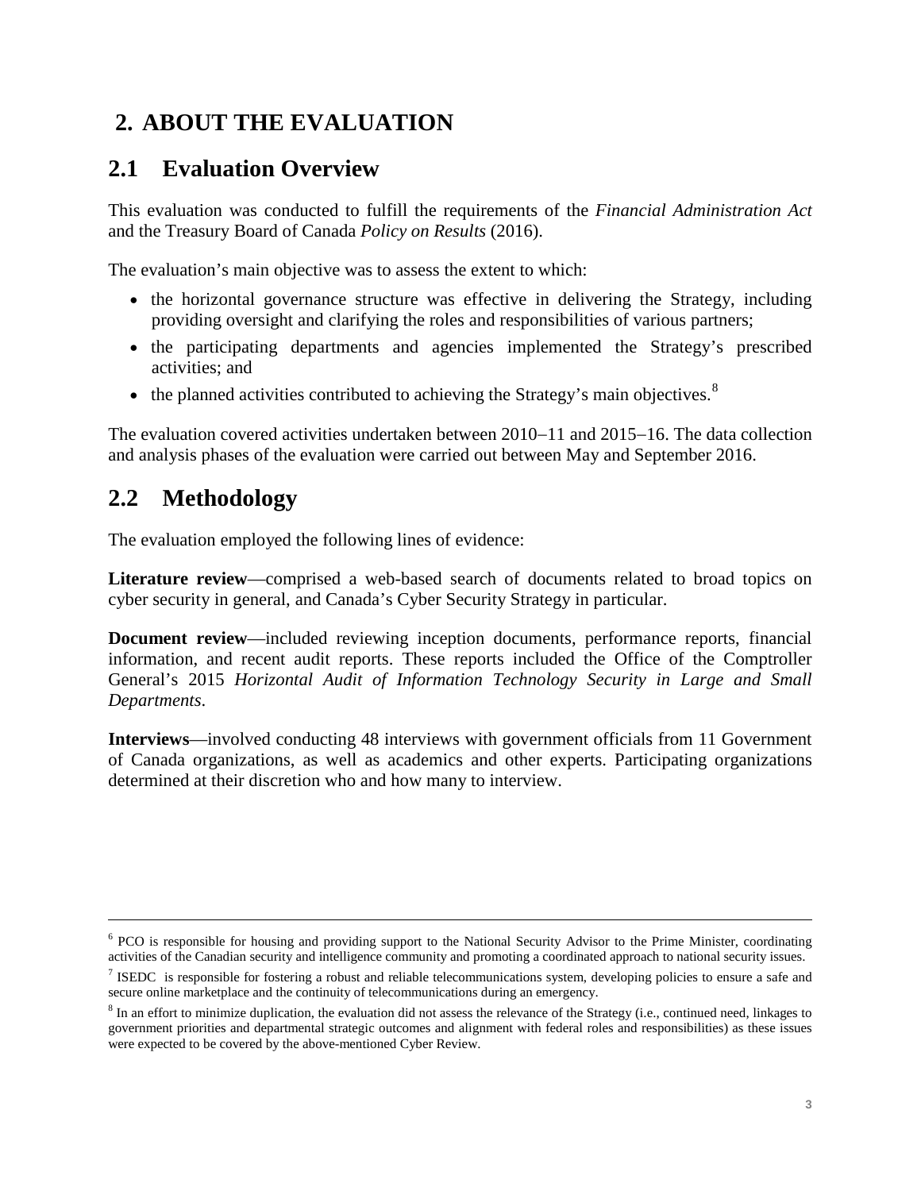# 2. ABOUT THE EVALUATION

## 2.1 Evaluation Overview

This evaluation was conducted to fulfill the requirements of the *Financial Administration Act* and the Treasury Board of Canada *Policy on Results* (2016).

The evaluation's main objective was to assess the extent to which:

- the horizontal governance structure was effective in delivering the Strategy, including providing oversight and clarifying the roles and responsibilities of various partners;
- the participating departments and agencies implemented the Strategy's prescribed activities; and
- the planned activities contributed to achieving the Strategy's main objectives.[8]

The evaluation covered activities undertaken between 2010–11 and 2015–16. The data collection and analysis phases of the evaluation were carried out between May and September 2016.

## 2.2 Methodology

The evaluation employed the following lines of evidence:

**Literature review**—comprised a web-based search of documents related to broad topics on cyber security in general, and Canada's Cyber Security Strategy in particular.

**Document review**—included reviewing inception documents, performance reports, financial information, and recent audit reports. These reports included the Office of the Comptroller General's 2015 *Horizontal Audit of Information Technology Security in Large and Small Departments*.

**Interviews**—involved conducting 48 interviews with government officials from 11 Government of Canada organizations, as well as academics and other experts. Participating organizations determined at their discretion who and how many to interview.

---

[6] PCO is responsible for housing and providing support to the National Security Advisor to the Prime Minister, coordinating activities of the Canadian security and intelligence community and promoting a coordinated approach to national security issues.

[7] ISEDC is responsible for fostering a robust and reliable telecommunications system, developing policies to ensure a safe and secure online marketplace and the continuity of telecommunications during an emergency.

[8] In an effort to minimize duplication, the evaluation did not assess the relevance of the Strategy (i.e., continued need, linkages to government priorities and departmental strategic outcomes and alignment with federal roles and responsibilities) as these issues were expected to be covered by the above-mentioned Cyber Review.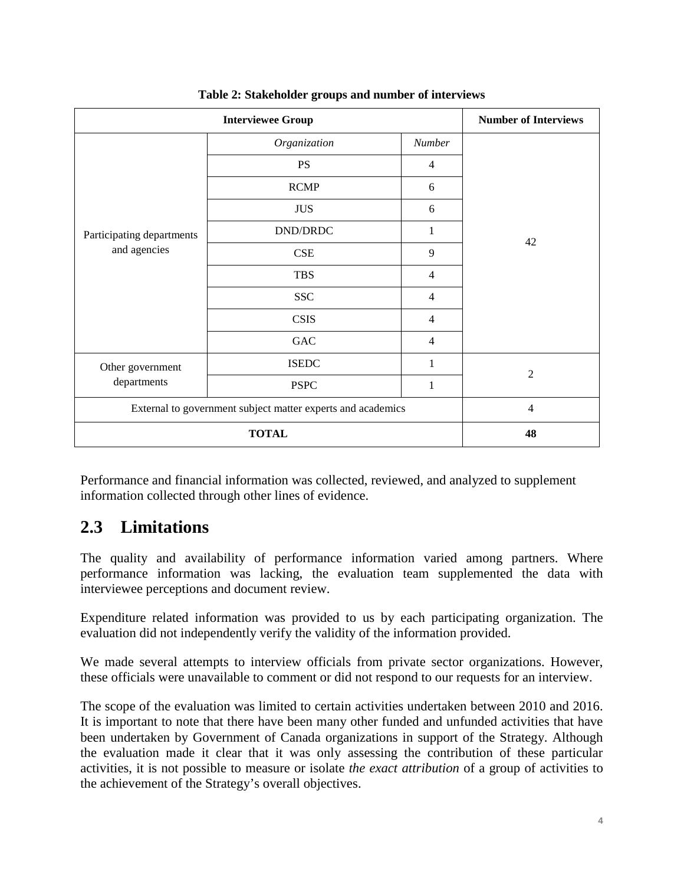**Table 2: Stakeholder groups and number of interviews**

| Interviewee Group | | | Number of Interviews |
|---|---|---|---|
| | *Organization* | *Number* | |
| Participating departments and agencies | PS | 4 | 42 |
| | RCMP | 6 | |
| | JUS | 6 | |
| | DND/DRDC | 1 | |
| | CSE | 9 | |
| | TBS | 4 | |
| | SSC | 4 | |
| | CSIS | 4 | |
| | GAC | 4 | |
| Other government departments | ISEDC | 1 | 2 |
| | PSPC | 1 | |
| External to government subject matter experts and academics | | | 4 |
| **TOTAL** | | | **48** |

Performance and financial information was collected, reviewed, and analyzed to supplement information collected through other lines of evidence.

## 2.3 Limitations

The quality and availability of performance information varied among partners. Where performance information was lacking, the evaluation team supplemented the data with interviewee perceptions and document review.

Expenditure related information was provided to us by each participating organization. The evaluation did not independently verify the validity of the information provided.

We made several attempts to interview officials from private sector organizations. However, these officials were unavailable to comment or did not respond to our requests for an interview.

The scope of the evaluation was limited to certain activities undertaken between 2010 and 2016. It is important to note that there have been many other funded and unfunded activities that have been undertaken by Government of Canada organizations in support of the Strategy. Although the evaluation made it clear that it was only assessing the contribution of these particular activities, it is not possible to measure or isolate *the exact attribution* of a group of activities to the achievement of the Strategy's overall objectives.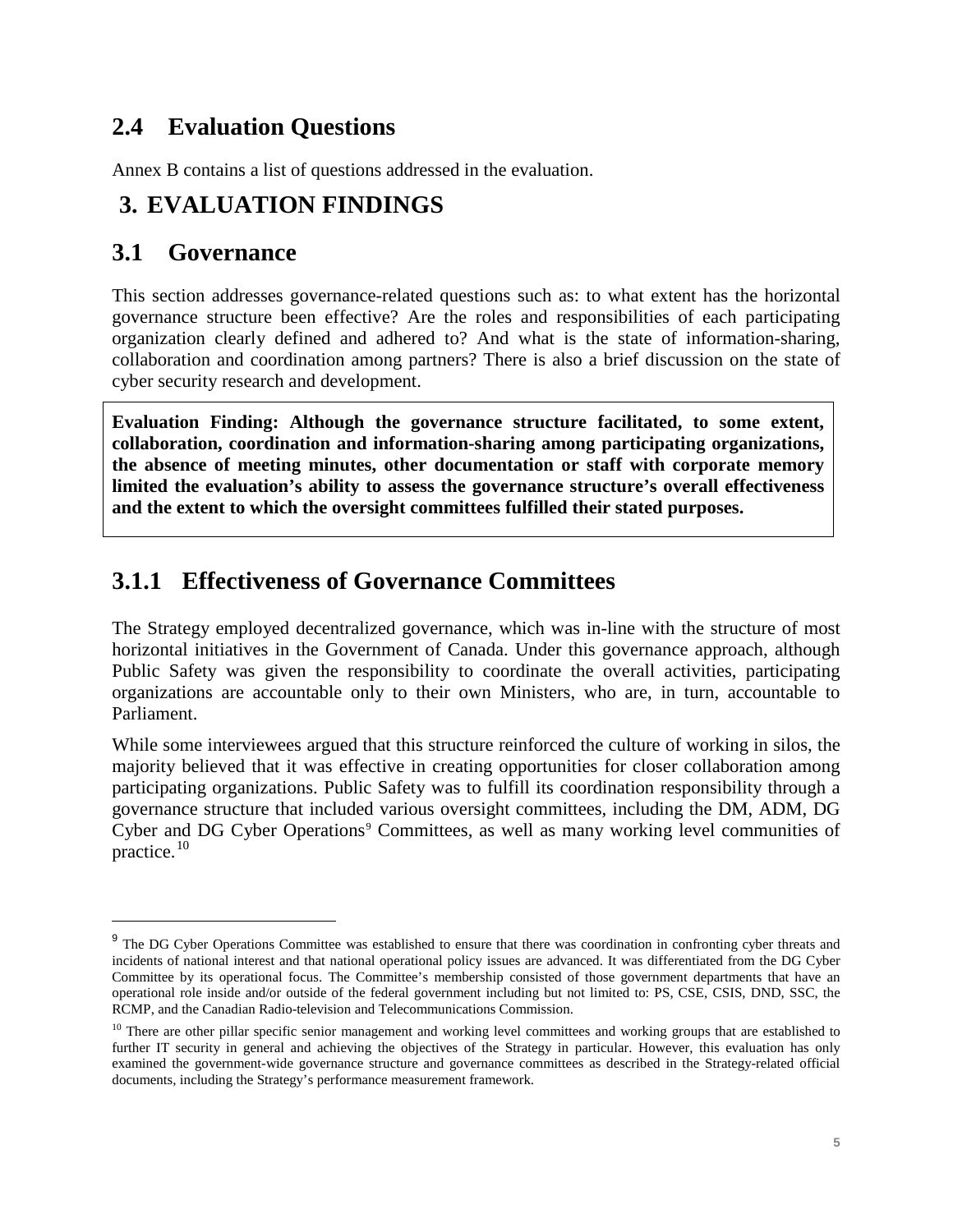## 2.4 Evaluation Questions

Annex B contains a list of questions addressed in the evaluation.

# 3. EVALUATION FINDINGS

## 3.1 Governance

This section addresses governance-related questions such as: to what extent has the horizontal governance structure been effective? Are the roles and responsibilities of each participating organization clearly defined and adhered to? And what is the state of information-sharing, collaboration and coordination among partners? There is also a brief discussion on the state of cyber security research and development.

**Evaluation Finding: Although the governance structure facilitated, to some extent, collaboration, coordination and information-sharing among participating organizations, the absence of meeting minutes, other documentation or staff with corporate memory limited the evaluation's ability to assess the governance structure's overall effectiveness and the extent to which the oversight committees fulfilled their stated purposes.**

### 3.1.1 Effectiveness of Governance Committees

The Strategy employed decentralized governance, which was in-line with the structure of most horizontal initiatives in the Government of Canada. Under this governance approach, although Public Safety was given the responsibility to coordinate the overall activities, participating organizations are accountable only to their own Ministers, who are, in turn, accountable to Parliament.

While some interviewees argued that this structure reinforced the culture of working in silos, the majority believed that it was effective in creating opportunities for closer collaboration among participating organizations. Public Safety was to fulfill its coordination responsibility through a governance structure that included various oversight committees, including the DM, ADM, DG Cyber and DG Cyber Operations[9] Committees, as well as many working level communities of practice.[10]

---

[9] The DG Cyber Operations Committee was established to ensure that there was coordination in confronting cyber threats and incidents of national interest and that national operational policy issues are advanced. It was differentiated from the DG Cyber Committee by its operational focus. The Committee's membership consisted of those government departments that have an operational role inside and/or outside of the federal government including but not limited to: PS, CSE, CSIS, DND, SSC, the RCMP, and the Canadian Radio-television and Telecommunications Commission.

[10] There are other pillar specific senior management and working level committees and working groups that are established to further IT security in general and achieving the objectives of the Strategy in particular. However, this evaluation has only examined the government-wide governance structure and governance committees as described in the Strategy-related official documents, including the Strategy's performance measurement framework.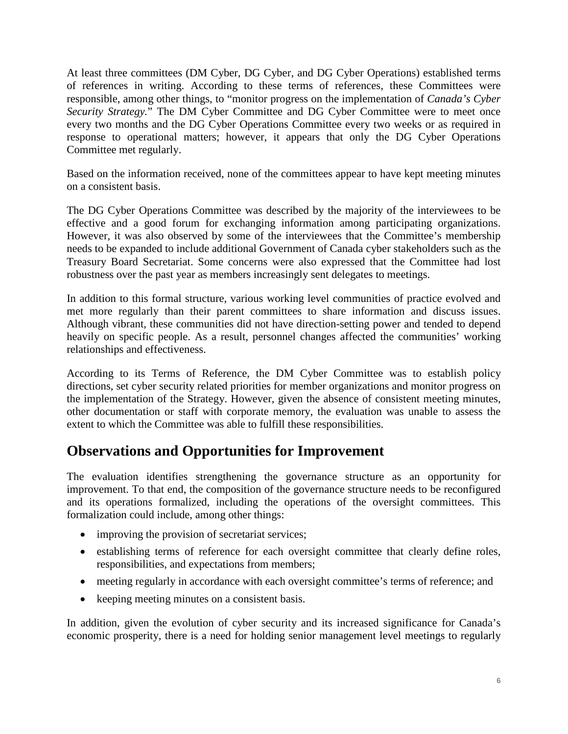At least three committees (DM Cyber, DG Cyber, and DG Cyber Operations) established terms of references in writing. According to these terms of references, these Committees were responsible, among other things, to "monitor progress on the implementation of *Canada's Cyber Security Strategy.*" The DM Cyber Committee and DG Cyber Committee were to meet once every two months and the DG Cyber Operations Committee every two weeks or as required in response to operational matters; however, it appears that only the DG Cyber Operations Committee met regularly.

Based on the information received, none of the committees appear to have kept meeting minutes on a consistent basis.

The DG Cyber Operations Committee was described by the majority of the interviewees to be effective and a good forum for exchanging information among participating organizations. However, it was also observed by some of the interviewees that the Committee's membership needs to be expanded to include additional Government of Canada cyber stakeholders such as the Treasury Board Secretariat. Some concerns were also expressed that the Committee had lost robustness over the past year as members increasingly sent delegates to meetings.

In addition to this formal structure, various working level communities of practice evolved and met more regularly than their parent committees to share information and discuss issues. Although vibrant, these communities did not have direction-setting power and tended to depend heavily on specific people. As a result, personnel changes affected the communities' working relationships and effectiveness.

According to its Terms of Reference, the DM Cyber Committee was to establish policy directions, set cyber security related priorities for member organizations and monitor progress on the implementation of the Strategy. However, given the absence of consistent meeting minutes, other documentation or staff with corporate memory, the evaluation was unable to assess the extent to which the Committee was able to fulfill these responsibilities.

## Observations and Opportunities for Improvement

The evaluation identifies strengthening the governance structure as an opportunity for improvement. To that end, the composition of the governance structure needs to be reconfigured and its operations formalized, including the operations of the oversight committees. This formalization could include, among other things:

- improving the provision of secretariat services;
- establishing terms of reference for each oversight committee that clearly define roles, responsibilities, and expectations from members;
- meeting regularly in accordance with each oversight committee's terms of reference; and
- keeping meeting minutes on a consistent basis.

In addition, given the evolution of cyber security and its increased significance for Canada's economic prosperity, there is a need for holding senior management level meetings to regularly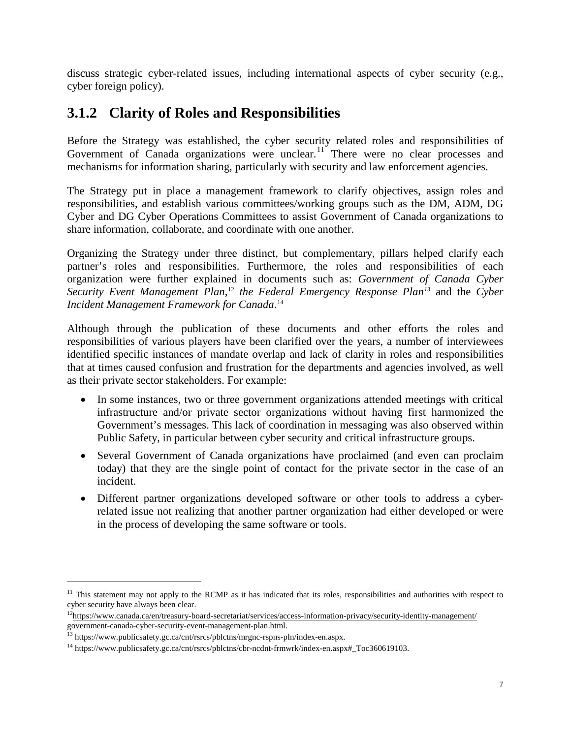discuss strategic cyber-related issues, including international aspects of cyber security (e.g., cyber foreign policy).

### 3.1.2 Clarity of Roles and Responsibilities

Before the Strategy was established, the cyber security related roles and responsibilities of Government of Canada organizations were unclear.[11] There were no clear processes and mechanisms for information sharing, particularly with security and law enforcement agencies.

The Strategy put in place a management framework to clarify objectives, assign roles and responsibilities, and establish various committees/working groups such as the DM, ADM, DG Cyber and DG Cyber Operations Committees to assist Government of Canada organizations to share information, collaborate, and coordinate with one another.

Organizing the Strategy under three distinct, but complementary, pillars helped clarify each partner's roles and responsibilities. Furthermore, the roles and responsibilities of each organization were further explained in documents such as: *Government of Canada Cyber Security Event Management Plan*,[12] *the Federal Emergency Response Plan*[13] and the *Cyber Incident Management Framework for Canada*.[14]

Although through the publication of these documents and other efforts the roles and responsibilities of various players have been clarified over the years, a number of interviewees identified specific instances of mandate overlap and lack of clarity in roles and responsibilities that at times caused confusion and frustration for the departments and agencies involved, as well as their private sector stakeholders. For example:

- In some instances, two or three government organizations attended meetings with critical infrastructure and/or private sector organizations without having first harmonized the Government's messages. This lack of coordination in messaging was also observed within Public Safety, in particular between cyber security and critical infrastructure groups.
- Several Government of Canada organizations have proclaimed (and even can proclaim today) that they are the single point of contact for the private sector in the case of an incident.
- Different partner organizations developed software or other tools to address a cyber-related issue not realizing that another partner organization had either developed or were in the process of developing the same software or tools.

---

[11] This statement may not apply to the RCMP as it has indicated that its roles, responsibilities and authorities with respect to cyber security have always been clear.

[12] https://www.canada.ca/en/treasury-board-secretariat/services/access-information-privacy/security-identity-management/government-canada-cyber-security-event-management-plan.html.

[13] https://www.publicsafety.gc.ca/cnt/rsrcs/pblctns/mrgnc-rspns-pln/index-en.aspx.

[14] https://www.publicsafety.gc.ca/cnt/rsrcs/pblctns/cbr-ncdnt-frmwrk/index-en.aspx#_Toc360619103.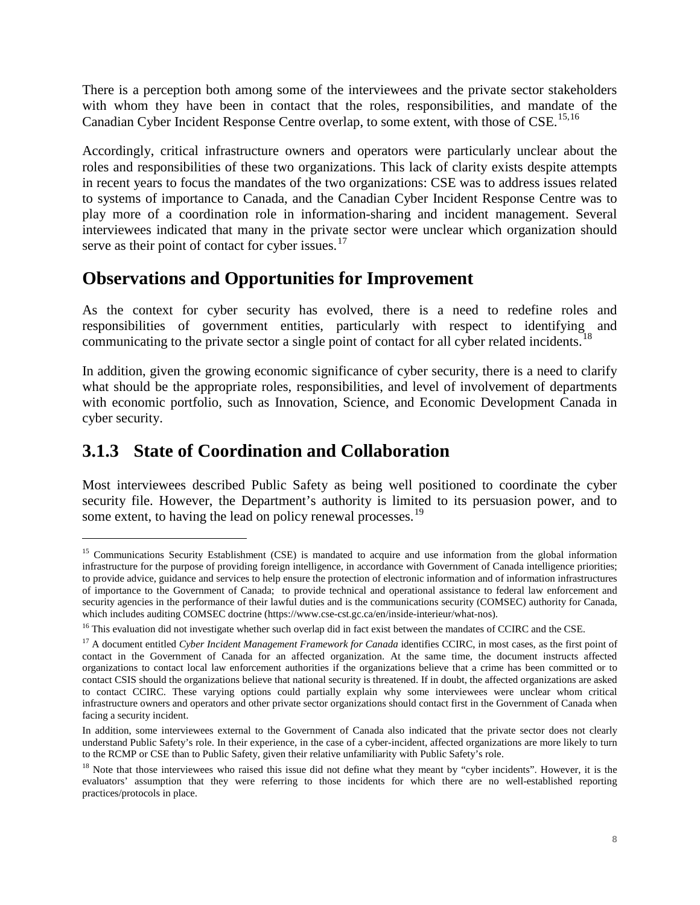There is a perception both among some of the interviewees and the private sector stakeholders with whom they have been in contact that the roles, responsibilities, and mandate of the Canadian Cyber Incident Response Centre overlap, to some extent, with those of CSE.[15,16]

Accordingly, critical infrastructure owners and operators were particularly unclear about the roles and responsibilities of these two organizations. This lack of clarity exists despite attempts in recent years to focus the mandates of the two organizations: CSE was to address issues related to systems of importance to Canada, and the Canadian Cyber Incident Response Centre was to play more of a coordination role in information-sharing and incident management. Several interviewees indicated that many in the private sector were unclear which organization should serve as their point of contact for cyber issues.[17]

## Observations and Opportunities for Improvement

As the context for cyber security has evolved, there is a need to redefine roles and responsibilities of government entities, particularly with respect to identifying and communicating to the private sector a single point of contact for all cyber related incidents.[18]

In addition, given the growing economic significance of cyber security, there is a need to clarify what should be the appropriate roles, responsibilities, and level of involvement of departments with economic portfolio, such as Innovation, Science, and Economic Development Canada in cyber security.

## 3.1.3 State of Coordination and Collaboration

Most interviewees described Public Safety as being well positioned to coordinate the cyber security file. However, the Department's authority is limited to its persuasion power, and to some extent, to having the lead on policy renewal processes.[19]

---

[15] Communications Security Establishment (CSE) is mandated to acquire and use information from the global information infrastructure for the purpose of providing foreign intelligence, in accordance with Government of Canada intelligence priorities; to provide advice, guidance and services to help ensure the protection of electronic information and of information infrastructures of importance to the Government of Canada; to provide technical and operational assistance to federal law enforcement and security agencies in the performance of their lawful duties and is the communications security (COMSEC) authority for Canada, which includes auditing COMSEC doctrine (https://www.cse-cst.gc.ca/en/inside-interieur/what-nos).

[16] This evaluation did not investigate whether such overlap did in fact exist between the mandates of CCIRC and the CSE.

[17] A document entitled *Cyber Incident Management Framework for Canada* identifies CCIRC, in most cases, as the first point of contact in the Government of Canada for an affected organization. At the same time, the document instructs affected organizations to contact local law enforcement authorities if the organizations believe that a crime has been committed or to contact CSIS should the organizations believe that national security is threatened. If in doubt, the affected organizations are asked to contact CCIRC. These varying options could partially explain why some interviewees were unclear whom critical infrastructure owners and operators and other private sector organizations should contact first in the Government of Canada when facing a security incident.

In addition, some interviewees external to the Government of Canada also indicated that the private sector does not clearly understand Public Safety's role. In their experience, in the case of a cyber-incident, affected organizations are more likely to turn to the RCMP or CSE than to Public Safety, given their relative unfamiliarity with Public Safety's role.

[18] Note that those interviewees who raised this issue did not define what they meant by "cyber incidents". However, it is the evaluators' assumption that they were referring to those incidents for which there are no well-established reporting practices/protocols in place.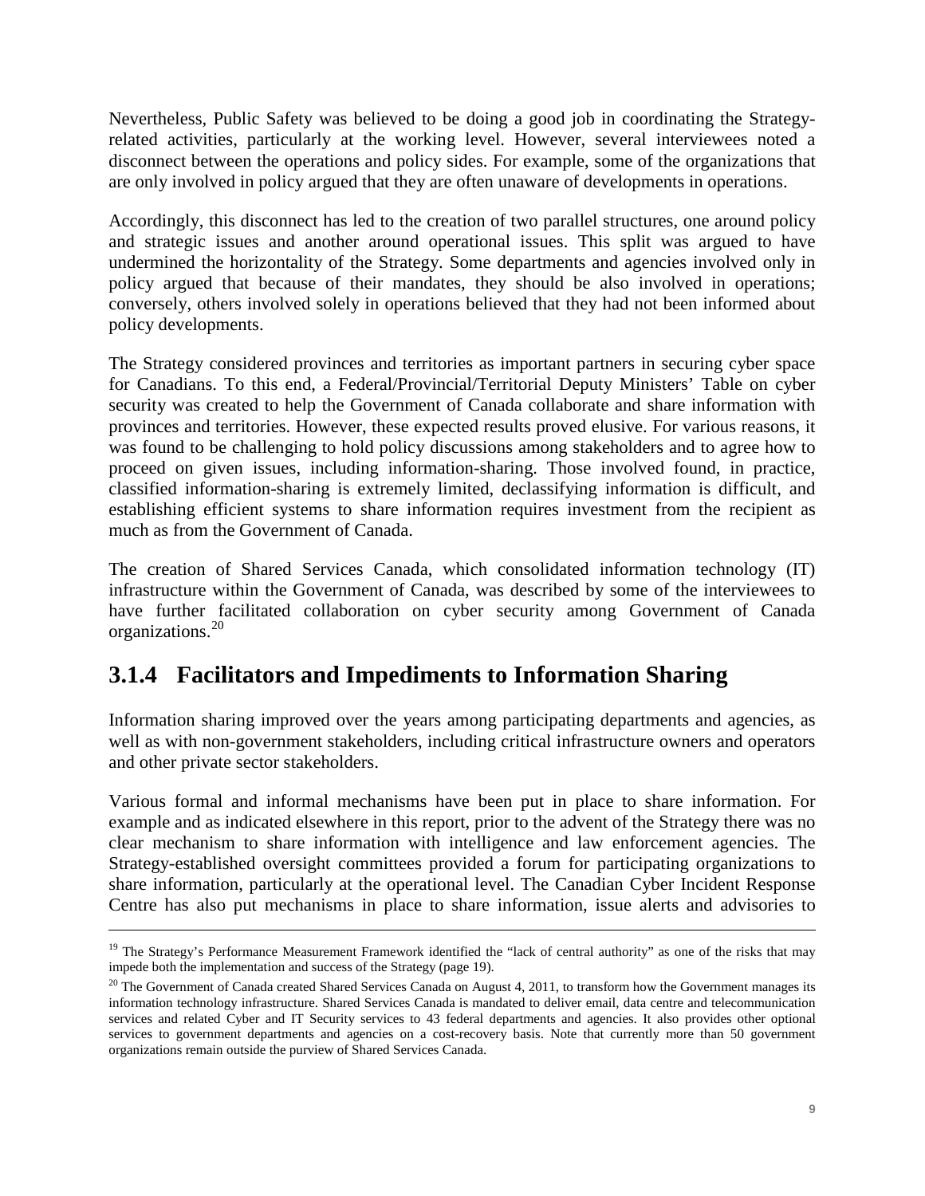Nevertheless, Public Safety was believed to be doing a good job in coordinating the Strategy-related activities, particularly at the working level. However, several interviewees noted a disconnect between the operations and policy sides. For example, some of the organizations that are only involved in policy argued that they are often unaware of developments in operations.

Accordingly, this disconnect has led to the creation of two parallel structures, one around policy and strategic issues and another around operational issues. This split was argued to have undermined the horizontality of the Strategy. Some departments and agencies involved only in policy argued that because of their mandates, they should be also involved in operations; conversely, others involved solely in operations believed that they had not been informed about policy developments.

The Strategy considered provinces and territories as important partners in securing cyber space for Canadians. To this end, a Federal/Provincial/Territorial Deputy Ministers' Table on cyber security was created to help the Government of Canada collaborate and share information with provinces and territories. However, these expected results proved elusive. For various reasons, it was found to be challenging to hold policy discussions among stakeholders and to agree how to proceed on given issues, including information-sharing. Those involved found, in practice, classified information-sharing is extremely limited, declassifying information is difficult, and establishing efficient systems to share information requires investment from the recipient as much as from the Government of Canada.

The creation of Shared Services Canada, which consolidated information technology (IT) infrastructure within the Government of Canada, was described by some of the interviewees to have further facilitated collaboration on cyber security among Government of Canada organizations.[20]

### 3.1.4 Facilitators and Impediments to Information Sharing

Information sharing improved over the years among participating departments and agencies, as well as with non-government stakeholders, including critical infrastructure owners and operators and other private sector stakeholders.

Various formal and informal mechanisms have been put in place to share information. For example and as indicated elsewhere in this report, prior to the advent of the Strategy there was no clear mechanism to share information with intelligence and law enforcement agencies. The Strategy-established oversight committees provided a forum for participating organizations to share information, particularly at the operational level. The Canadian Cyber Incident Response Centre has also put mechanisms in place to share information, issue alerts and advisories to

---

[19] The Strategy's Performance Measurement Framework identified the "lack of central authority" as one of the risks that may impede both the implementation and success of the Strategy (page 19).

[20] The Government of Canada created Shared Services Canada on August 4, 2011, to transform how the Government manages its information technology infrastructure. Shared Services Canada is mandated to deliver email, data centre and telecommunication services and related Cyber and IT Security services to 43 federal departments and agencies. It also provides other optional services to government departments and agencies on a cost-recovery basis. Note that currently more than 50 government organizations remain outside the purview of Shared Services Canada.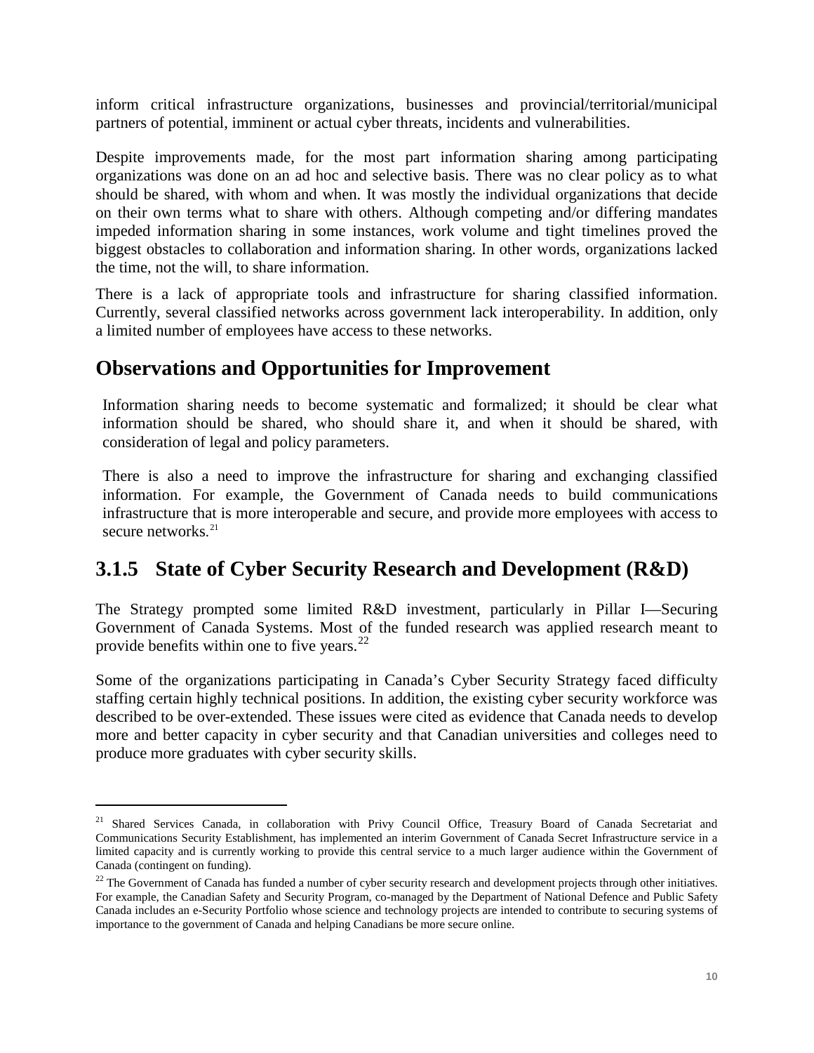inform critical infrastructure organizations, businesses and provincial/territorial/municipal partners of potential, imminent or actual cyber threats, incidents and vulnerabilities.

Despite improvements made, for the most part information sharing among participating organizations was done on an ad hoc and selective basis. There was no clear policy as to what should be shared, with whom and when. It was mostly the individual organizations that decide on their own terms what to share with others. Although competing and/or differing mandates impeded information sharing in some instances, work volume and tight timelines proved the biggest obstacles to collaboration and information sharing. In other words, organizations lacked the time, not the will, to share information.

There is a lack of appropriate tools and infrastructure for sharing classified information. Currently, several classified networks across government lack interoperability. In addition, only a limited number of employees have access to these networks.

## Observations and Opportunities for Improvement

Information sharing needs to become systematic and formalized; it should be clear what information should be shared, who should share it, and when it should be shared, with consideration of legal and policy parameters.

There is also a need to improve the infrastructure for sharing and exchanging classified information. For example, the Government of Canada needs to build communications infrastructure that is more interoperable and secure, and provide more employees with access to secure networks.[21]

## 3.1.5 State of Cyber Security Research and Development (R&D)

The Strategy prompted some limited R&D investment, particularly in Pillar I—Securing Government of Canada Systems. Most of the funded research was applied research meant to provide benefits within one to five years.[22]

Some of the organizations participating in Canada's Cyber Security Strategy faced difficulty staffing certain highly technical positions. In addition, the existing cyber security workforce was described to be over-extended. These issues were cited as evidence that Canada needs to develop more and better capacity in cyber security and that Canadian universities and colleges need to produce more graduates with cyber security skills.

---

[21] Shared Services Canada, in collaboration with Privy Council Office, Treasury Board of Canada Secretariat and Communications Security Establishment, has implemented an interim Government of Canada Secret Infrastructure service in a limited capacity and is currently working to provide this central service to a much larger audience within the Government of Canada (contingent on funding).

[22] The Government of Canada has funded a number of cyber security research and development projects through other initiatives. For example, the Canadian Safety and Security Program, co-managed by the Department of National Defence and Public Safety Canada includes an e-Security Portfolio whose science and technology projects are intended to contribute to securing systems of importance to the government of Canada and helping Canadians be more secure online.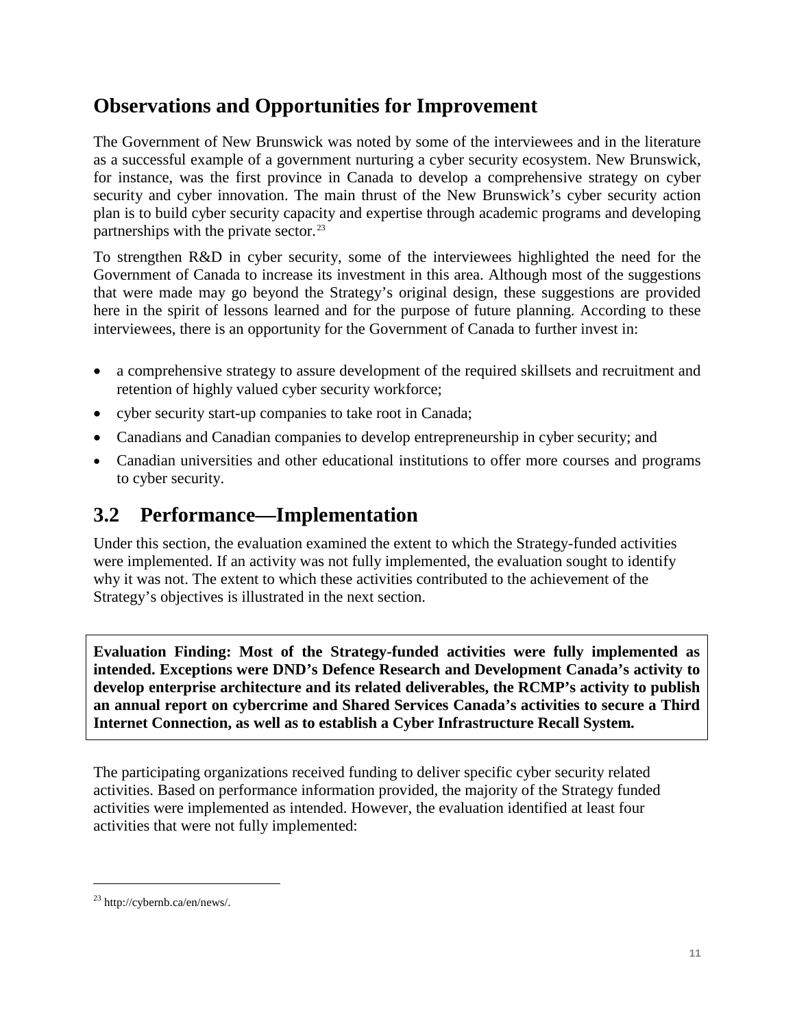## Observations and Opportunities for Improvement

The Government of New Brunswick was noted by some of the interviewees and in the literature as a successful example of a government nurturing a cyber security ecosystem. New Brunswick, for instance, was the first province in Canada to develop a comprehensive strategy on cyber security and cyber innovation. The main thrust of the New Brunswick's cyber security action plan is to build cyber security capacity and expertise through academic programs and developing partnerships with the private sector.[23]

To strengthen R&D in cyber security, some of the interviewees highlighted the need for the Government of Canada to increase its investment in this area. Although most of the suggestions that were made may go beyond the Strategy's original design, these suggestions are provided here in the spirit of lessons learned and for the purpose of future planning. According to these interviewees, there is an opportunity for the Government of Canada to further invest in:

- a comprehensive strategy to assure development of the required skillsets and recruitment and retention of highly valued cyber security workforce;
- cyber security start-up companies to take root in Canada;
- Canadians and Canadian companies to develop entrepreneurship in cyber security; and
- Canadian universities and other educational institutions to offer more courses and programs to cyber security.

## 3.2 Performance—Implementation

Under this section, the evaluation examined the extent to which the Strategy-funded activities were implemented. If an activity was not fully implemented, the evaluation sought to identify why it was not. The extent to which these activities contributed to the achievement of the Strategy's objectives is illustrated in the next section.

**Evaluation Finding: Most of the Strategy-funded activities were fully implemented as intended. Exceptions were DND's Defence Research and Development Canada's activity to develop enterprise architecture and its related deliverables, the RCMP's activity to publish an annual report on cybercrime and Shared Services Canada's activities to secure a Third Internet Connection, as well as to establish a Cyber Infrastructure Recall System.**

The participating organizations received funding to deliver specific cyber security related activities. Based on performance information provided, the majority of the Strategy funded activities were implemented as intended. However, the evaluation identified at least four activities that were not fully implemented:

---

[23] http://cybernb.ca/en/news/.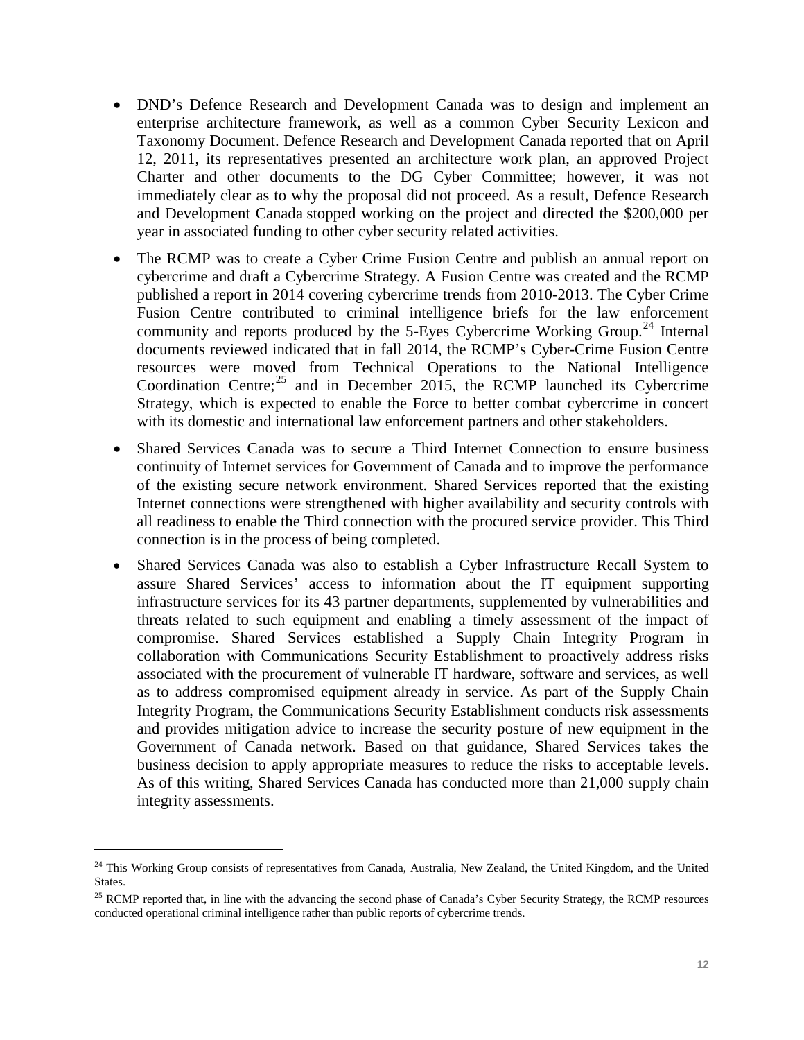- DND's Defence Research and Development Canada was to design and implement an enterprise architecture framework, as well as a common Cyber Security Lexicon and Taxonomy Document. Defence Research and Development Canada reported that on April 12, 2011, its representatives presented an architecture work plan, an approved Project Charter and other documents to the DG Cyber Committee; however, it was not immediately clear as to why the proposal did not proceed. As a result, Defence Research and Development Canada stopped working on the project and directed the $200,000 per year in associated funding to other cyber security related activities.
- The RCMP was to create a Cyber Crime Fusion Centre and publish an annual report on cybercrime and draft a Cybercrime Strategy. A Fusion Centre was created and the RCMP published a report in 2014 covering cybercrime trends from 2010-2013. The Cyber Crime Fusion Centre contributed to criminal intelligence briefs for the law enforcement community and reports produced by the 5-Eyes Cybercrime Working Group.[24] Internal documents reviewed indicated that in fall 2014, the RCMP's Cyber-Crime Fusion Centre resources were moved from Technical Operations to the National Intelligence Coordination Centre;[25] and in December 2015, the RCMP launched its Cybercrime Strategy, which is expected to enable the Force to better combat cybercrime in concert with its domestic and international law enforcement partners and other stakeholders.
- Shared Services Canada was to secure a Third Internet Connection to ensure business continuity of Internet services for Government of Canada and to improve the performance of the existing secure network environment. Shared Services reported that the existing Internet connections were strengthened with higher availability and security controls with all readiness to enable the Third connection with the procured service provider. This Third connection is in the process of being completed.
- Shared Services Canada was also to establish a Cyber Infrastructure Recall System to assure Shared Services' access to information about the IT equipment supporting infrastructure services for its 43 partner departments, supplemented by vulnerabilities and threats related to such equipment and enabling a timely assessment of the impact of compromise. Shared Services established a Supply Chain Integrity Program in collaboration with Communications Security Establishment to proactively address risks associated with the procurement of vulnerable IT hardware, software and services, as well as to address compromised equipment already in service. As part of the Supply Chain Integrity Program, the Communications Security Establishment conducts risk assessments and provides mitigation advice to increase the security posture of new equipment in the Government of Canada network. Based on that guidance, Shared Services takes the business decision to apply appropriate measures to reduce the risks to acceptable levels. As of this writing, Shared Services Canada has conducted more than 21,000 supply chain integrity assessments.

---

[24] This Working Group consists of representatives from Canada, Australia, New Zealand, the United Kingdom, and the United States.

[25] RCMP reported that, in line with the advancing the second phase of Canada's Cyber Security Strategy, the RCMP resources conducted operational criminal intelligence rather than public reports of cybercrime trends.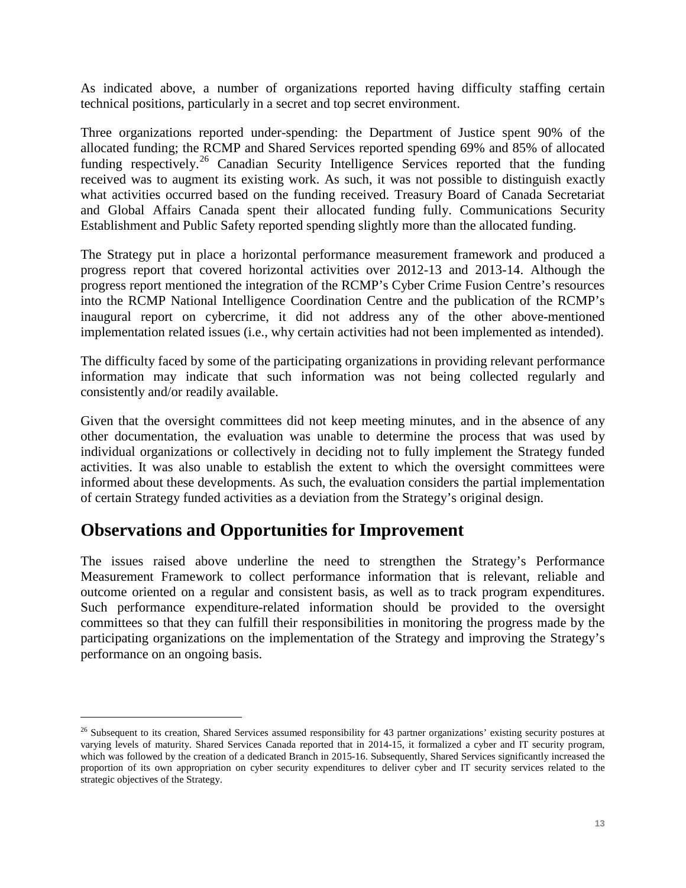As indicated above, a number of organizations reported having difficulty staffing certain technical positions, particularly in a secret and top secret environment.

Three organizations reported under-spending: the Department of Justice spent 90% of the allocated funding; the RCMP and Shared Services reported spending 69% and 85% of allocated funding respectively.[26] Canadian Security Intelligence Services reported that the funding received was to augment its existing work. As such, it was not possible to distinguish exactly what activities occurred based on the funding received. Treasury Board of Canada Secretariat and Global Affairs Canada spent their allocated funding fully. Communications Security Establishment and Public Safety reported spending slightly more than the allocated funding.

The Strategy put in place a horizontal performance measurement framework and produced a progress report that covered horizontal activities over 2012-13 and 2013-14. Although the progress report mentioned the integration of the RCMP's Cyber Crime Fusion Centre's resources into the RCMP National Intelligence Coordination Centre and the publication of the RCMP's inaugural report on cybercrime, it did not address any of the other above-mentioned implementation related issues (i.e., why certain activities had not been implemented as intended).

The difficulty faced by some of the participating organizations in providing relevant performance information may indicate that such information was not being collected regularly and consistently and/or readily available.

Given that the oversight committees did not keep meeting minutes, and in the absence of any other documentation, the evaluation was unable to determine the process that was used by individual organizations or collectively in deciding not to fully implement the Strategy funded activities. It was also unable to establish the extent to which the oversight committees were informed about these developments. As such, the evaluation considers the partial implementation of certain Strategy funded activities as a deviation from the Strategy's original design.

## Observations and Opportunities for Improvement

The issues raised above underline the need to strengthen the Strategy's Performance Measurement Framework to collect performance information that is relevant, reliable and outcome oriented on a regular and consistent basis, as well as to track program expenditures. Such performance expenditure-related information should be provided to the oversight committees so that they can fulfill their responsibilities in monitoring the progress made by the participating organizations on the implementation of the Strategy and improving the Strategy's performance on an ongoing basis.

---

[26] Subsequent to its creation, Shared Services assumed responsibility for 43 partner organizations' existing security postures at varying levels of maturity. Shared Services Canada reported that in 2014-15, it formalized a cyber and IT security program, which was followed by the creation of a dedicated Branch in 2015-16. Subsequently, Shared Services significantly increased the proportion of its own appropriation on cyber security expenditures to deliver cyber and IT security services related to the strategic objectives of the Strategy.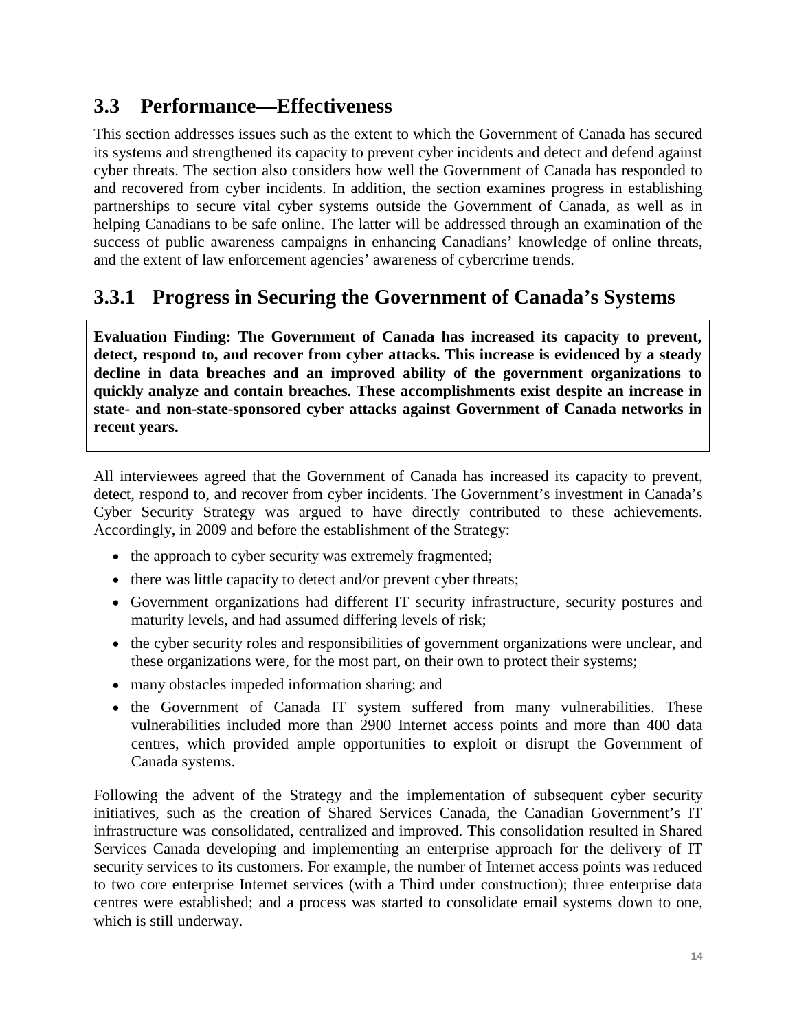## 3.3 Performance—Effectiveness

This section addresses issues such as the extent to which the Government of Canada has secured its systems and strengthened its capacity to prevent cyber incidents and detect and defend against cyber threats. The section also considers how well the Government of Canada has responded to and recovered from cyber incidents. In addition, the section examines progress in establishing partnerships to secure vital cyber systems outside the Government of Canada, as well as in helping Canadians to be safe online. The latter will be addressed through an examination of the success of public awareness campaigns in enhancing Canadians' knowledge of online threats, and the extent of law enforcement agencies' awareness of cybercrime trends.

### 3.3.1 Progress in Securing the Government of Canada's Systems

**Evaluation Finding: The Government of Canada has increased its capacity to prevent, detect, respond to, and recover from cyber attacks. This increase is evidenced by a steady decline in data breaches and an improved ability of the government organizations to quickly analyze and contain breaches. These accomplishments exist despite an increase in state- and non-state-sponsored cyber attacks against Government of Canada networks in recent years.**

All interviewees agreed that the Government of Canada has increased its capacity to prevent, detect, respond to, and recover from cyber incidents. The Government's investment in Canada's Cyber Security Strategy was argued to have directly contributed to these achievements. Accordingly, in 2009 and before the establishment of the Strategy:

- the approach to cyber security was extremely fragmented;
- there was little capacity to detect and/or prevent cyber threats;
- Government organizations had different IT security infrastructure, security postures and maturity levels, and had assumed differing levels of risk;
- the cyber security roles and responsibilities of government organizations were unclear, and these organizations were, for the most part, on their own to protect their systems;
- many obstacles impeded information sharing; and
- the Government of Canada IT system suffered from many vulnerabilities. These vulnerabilities included more than 2900 Internet access points and more than 400 data centres, which provided ample opportunities to exploit or disrupt the Government of Canada systems.

Following the advent of the Strategy and the implementation of subsequent cyber security initiatives, such as the creation of Shared Services Canada, the Canadian Government's IT infrastructure was consolidated, centralized and improved. This consolidation resulted in Shared Services Canada developing and implementing an enterprise approach for the delivery of IT security services to its customers. For example, the number of Internet access points was reduced to two core enterprise Internet services (with a Third under construction); three enterprise data centres were established; and a process was started to consolidate email systems down to one, which is still underway.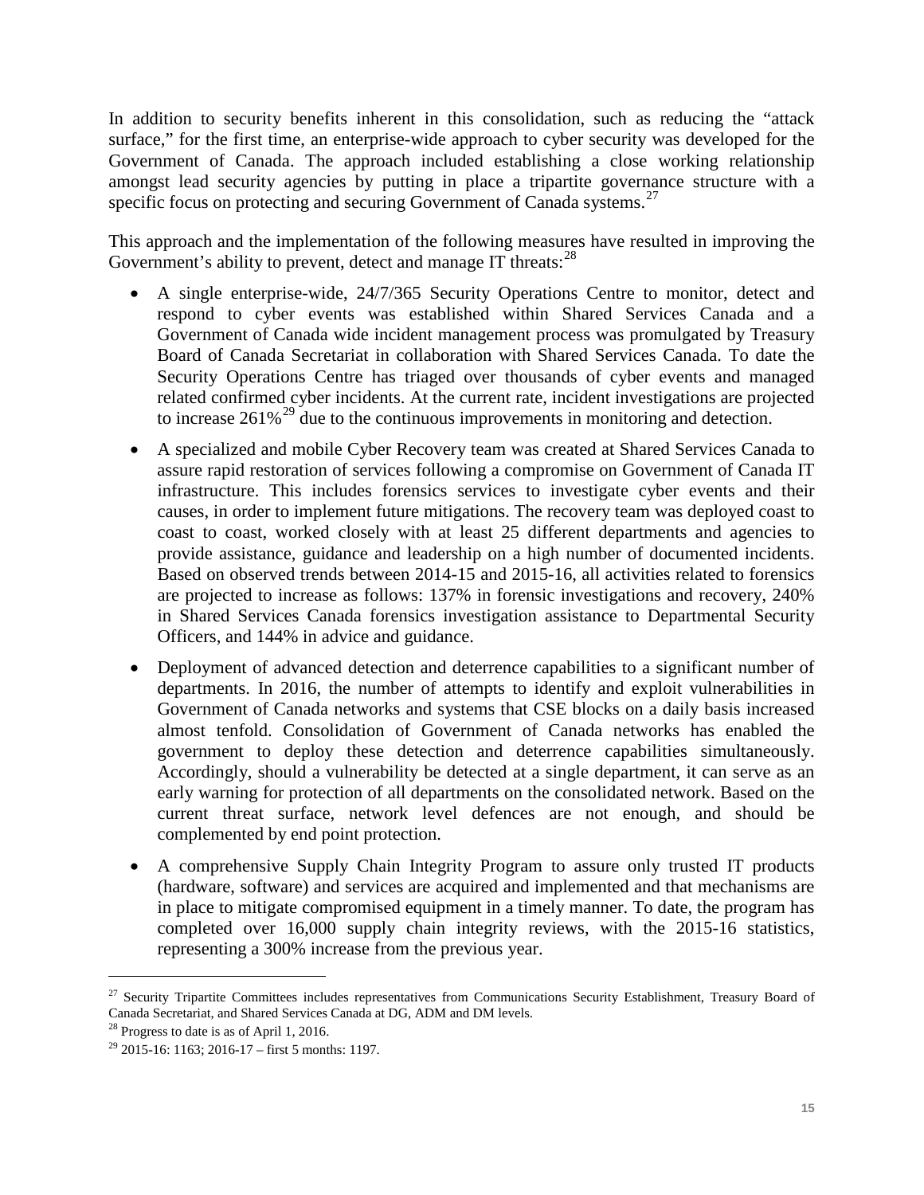In addition to security benefits inherent in this consolidation, such as reducing the "attack surface," for the first time, an enterprise-wide approach to cyber security was developed for the Government of Canada. The approach included establishing a close working relationship amongst lead security agencies by putting in place a tripartite governance structure with a specific focus on protecting and securing Government of Canada systems.[27]

This approach and the implementation of the following measures have resulted in improving the Government's ability to prevent, detect and manage IT threats:[28]

- A single enterprise-wide, 24/7/365 Security Operations Centre to monitor, detect and respond to cyber events was established within Shared Services Canada and a Government of Canada wide incident management process was promulgated by Treasury Board of Canada Secretariat in collaboration with Shared Services Canada. To date the Security Operations Centre has triaged over thousands of cyber events and managed related confirmed cyber incidents. At the current rate, incident investigations are projected to increase 261%[29] due to the continuous improvements in monitoring and detection.
- A specialized and mobile Cyber Recovery team was created at Shared Services Canada to assure rapid restoration of services following a compromise on Government of Canada IT infrastructure. This includes forensics services to investigate cyber events and their causes, in order to implement future mitigations. The recovery team was deployed coast to coast to coast, worked closely with at least 25 different departments and agencies to provide assistance, guidance and leadership on a high number of documented incidents. Based on observed trends between 2014-15 and 2015-16, all activities related to forensics are projected to increase as follows: 137% in forensic investigations and recovery, 240% in Shared Services Canada forensics investigation assistance to Departmental Security Officers, and 144% in advice and guidance.
- Deployment of advanced detection and deterrence capabilities to a significant number of departments. In 2016, the number of attempts to identify and exploit vulnerabilities in Government of Canada networks and systems that CSE blocks on a daily basis increased almost tenfold. Consolidation of Government of Canada networks has enabled the government to deploy these detection and deterrence capabilities simultaneously. Accordingly, should a vulnerability be detected at a single department, it can serve as an early warning for protection of all departments on the consolidated network. Based on the current threat surface, network level defences are not enough, and should be complemented by end point protection.
- A comprehensive Supply Chain Integrity Program to assure only trusted IT products (hardware, software) and services are acquired and implemented and that mechanisms are in place to mitigate compromised equipment in a timely manner. To date, the program has completed over 16,000 supply chain integrity reviews, with the 2015-16 statistics, representing a 300% increase from the previous year.

---

[27] Security Tripartite Committees includes representatives from Communications Security Establishment, Treasury Board of Canada Secretariat, and Shared Services Canada at DG, ADM and DM levels.

[28] Progress to date is as of April 1, 2016.

[29] 2015-16: 1163; 2016-17 – first 5 months: 1197.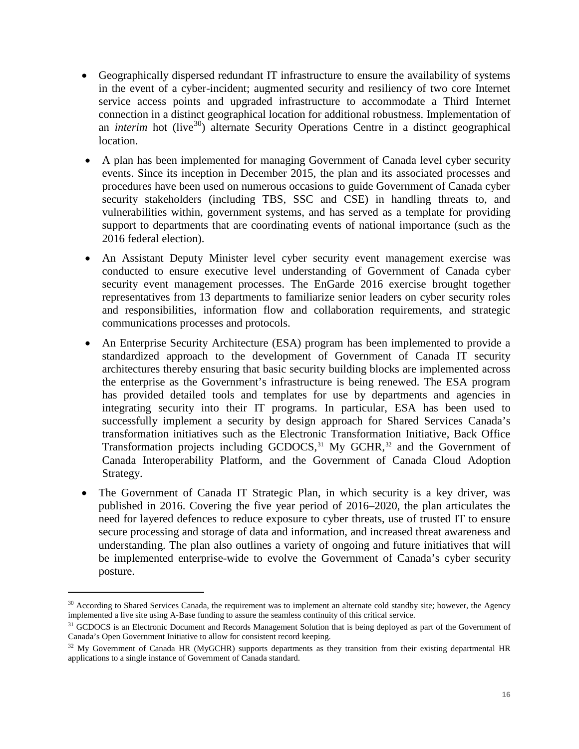- Geographically dispersed redundant IT infrastructure to ensure the availability of systems in the event of a cyber-incident; augmented security and resiliency of two core Internet service access points and upgraded infrastructure to accommodate a Third Internet connection in a distinct geographical location for additional robustness. Implementation of an *interim* hot (live[30]) alternate Security Operations Centre in a distinct geographical location.
- A plan has been implemented for managing Government of Canada level cyber security events. Since its inception in December 2015, the plan and its associated processes and procedures have been used on numerous occasions to guide Government of Canada cyber security stakeholders (including TBS, SSC and CSE) in handling threats to, and vulnerabilities within, government systems, and has served as a template for providing support to departments that are coordinating events of national importance (such as the 2016 federal election).
- An Assistant Deputy Minister level cyber security event management exercise was conducted to ensure executive level understanding of Government of Canada cyber security event management processes. The EnGarde 2016 exercise brought together representatives from 13 departments to familiarize senior leaders on cyber security roles and responsibilities, information flow and collaboration requirements, and strategic communications processes and protocols.
- An Enterprise Security Architecture (ESA) program has been implemented to provide a standardized approach to the development of Government of Canada IT security architectures thereby ensuring that basic security building blocks are implemented across the enterprise as the Government's infrastructure is being renewed. The ESA program has provided detailed tools and templates for use by departments and agencies in integrating security into their IT programs. In particular, ESA has been used to successfully implement a security by design approach for Shared Services Canada's transformation initiatives such as the Electronic Transformation Initiative, Back Office Transformation projects including GCDOCS,[31] My GCHR,[32] and the Government of Canada Interoperability Platform, and the Government of Canada Cloud Adoption Strategy.
- The Government of Canada IT Strategic Plan, in which security is a key driver, was published in 2016. Covering the five year period of 2016–2020, the plan articulates the need for layered defences to reduce exposure to cyber threats, use of trusted IT to ensure secure processing and storage of data and information, and increased threat awareness and understanding. The plan also outlines a variety of ongoing and future initiatives that will be implemented enterprise-wide to evolve the Government of Canada's cyber security posture.

---

[30] According to Shared Services Canada, the requirement was to implement an alternate cold standby site; however, the Agency implemented a live site using A-Base funding to assure the seamless continuity of this critical service.

[31] GCDOCS is an Electronic Document and Records Management Solution that is being deployed as part of the Government of Canada's Open Government Initiative to allow for consistent record keeping.

[32] My Government of Canada HR (MyGCHR) supports departments as they transition from their existing departmental HR applications to a single instance of Government of Canada standard.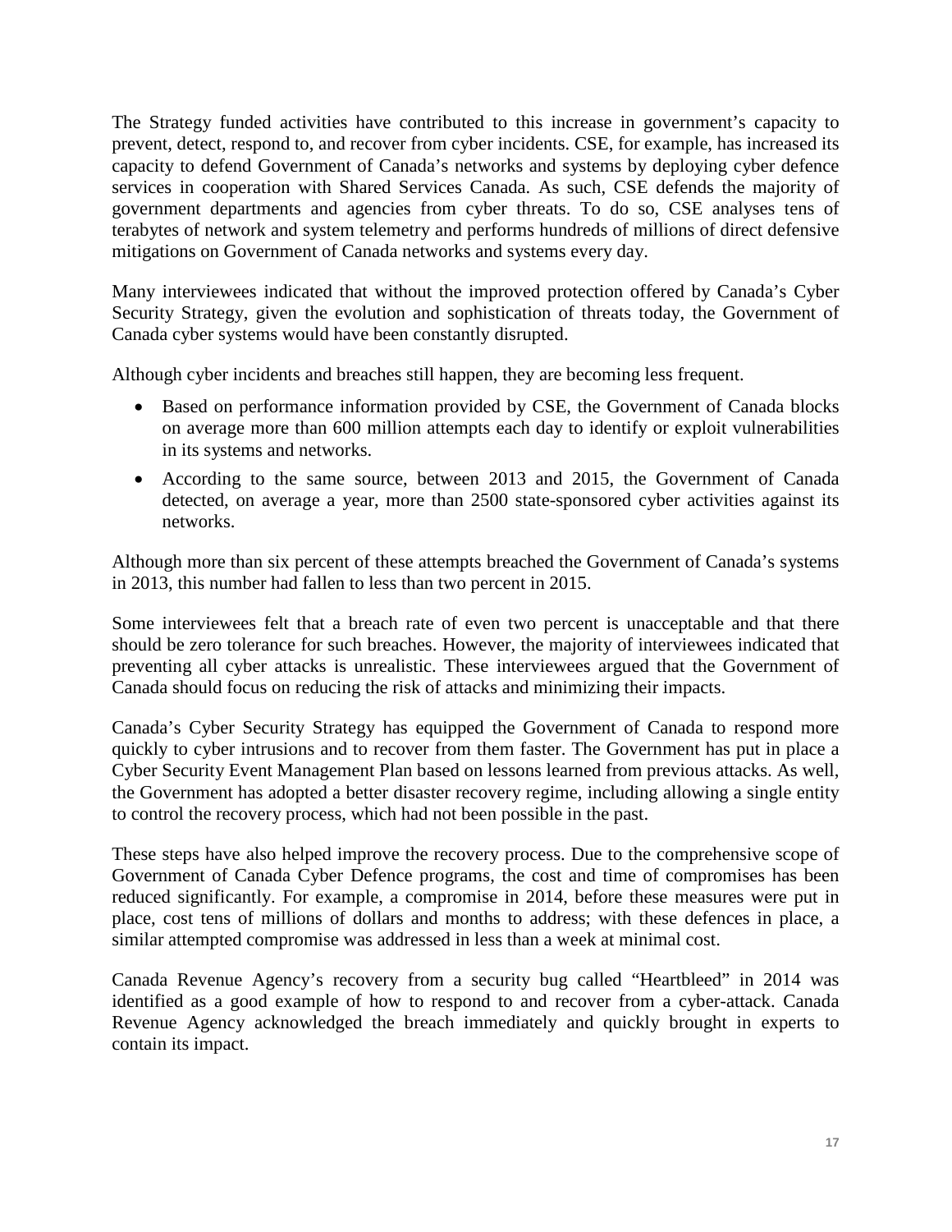The Strategy funded activities have contributed to this increase in government's capacity to prevent, detect, respond to, and recover from cyber incidents. CSE, for example, has increased its capacity to defend Government of Canada's networks and systems by deploying cyber defence services in cooperation with Shared Services Canada. As such, CSE defends the majority of government departments and agencies from cyber threats. To do so, CSE analyses tens of terabytes of network and system telemetry and performs hundreds of millions of direct defensive mitigations on Government of Canada networks and systems every day.

Many interviewees indicated that without the improved protection offered by Canada's Cyber Security Strategy, given the evolution and sophistication of threats today, the Government of Canada cyber systems would have been constantly disrupted.

Although cyber incidents and breaches still happen, they are becoming less frequent.

- Based on performance information provided by CSE, the Government of Canada blocks on average more than 600 million attempts each day to identify or exploit vulnerabilities in its systems and networks.
- According to the same source, between 2013 and 2015, the Government of Canada detected, on average a year, more than 2500 state-sponsored cyber activities against its networks.

Although more than six percent of these attempts breached the Government of Canada's systems in 2013, this number had fallen to less than two percent in 2015.

Some interviewees felt that a breach rate of even two percent is unacceptable and that there should be zero tolerance for such breaches. However, the majority of interviewees indicated that preventing all cyber attacks is unrealistic. These interviewees argued that the Government of Canada should focus on reducing the risk of attacks and minimizing their impacts.

Canada's Cyber Security Strategy has equipped the Government of Canada to respond more quickly to cyber intrusions and to recover from them faster. The Government has put in place a Cyber Security Event Management Plan based on lessons learned from previous attacks. As well, the Government has adopted a better disaster recovery regime, including allowing a single entity to control the recovery process, which had not been possible in the past.

These steps have also helped improve the recovery process. Due to the comprehensive scope of Government of Canada Cyber Defence programs, the cost and time of compromises has been reduced significantly. For example, a compromise in 2014, before these measures were put in place, cost tens of millions of dollars and months to address; with these defences in place, a similar attempted compromise was addressed in less than a week at minimal cost.

Canada Revenue Agency's recovery from a security bug called "Heartbleed" in 2014 was identified as a good example of how to respond to and recover from a cyber-attack. Canada Revenue Agency acknowledged the breach immediately and quickly brought in experts to contain its impact.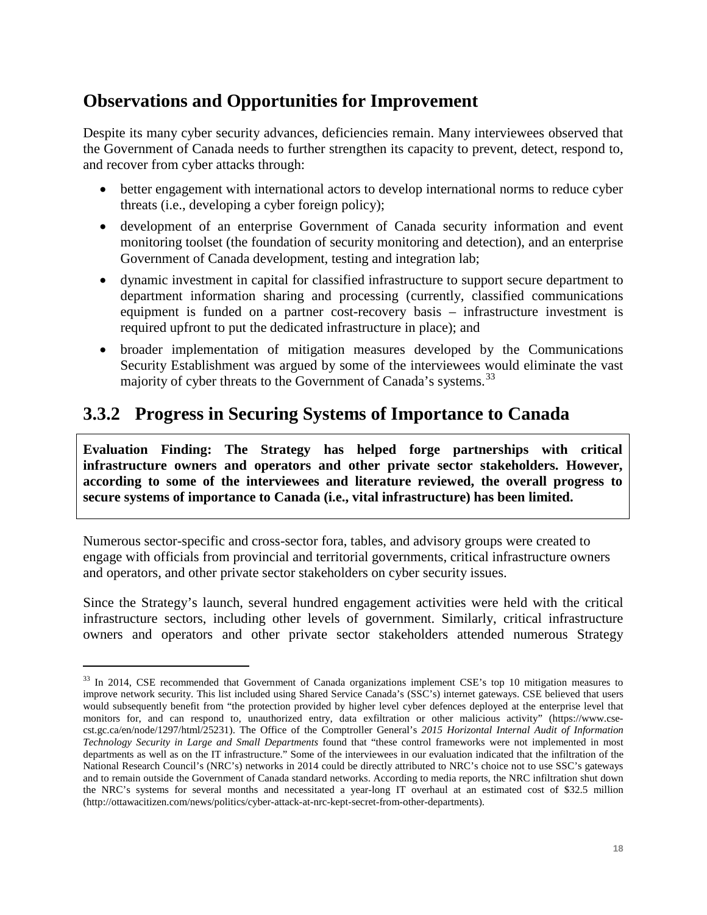## Observations and Opportunities for Improvement

Despite its many cyber security advances, deficiencies remain. Many interviewees observed that the Government of Canada needs to further strengthen its capacity to prevent, detect, respond to, and recover from cyber attacks through:

- better engagement with international actors to develop international norms to reduce cyber threats (i.e., developing a cyber foreign policy);
- development of an enterprise Government of Canada security information and event monitoring toolset (the foundation of security monitoring and detection), and an enterprise Government of Canada development, testing and integration lab;
- dynamic investment in capital for classified infrastructure to support secure department to department information sharing and processing (currently, classified communications equipment is funded on a partner cost-recovery basis – infrastructure investment is required upfront to put the dedicated infrastructure in place); and
- broader implementation of mitigation measures developed by the Communications Security Establishment was argued by some of the interviewees would eliminate the vast majority of cyber threats to the Government of Canada's systems.[33]

## 3.3.2 Progress in Securing Systems of Importance to Canada

**Evaluation Finding: The Strategy has helped forge partnerships with critical infrastructure owners and operators and other private sector stakeholders. However, according to some of the interviewees and literature reviewed, the overall progress to secure systems of importance to Canada (i.e., vital infrastructure) has been limited.**

Numerous sector-specific and cross-sector fora, tables, and advisory groups were created to engage with officials from provincial and territorial governments, critical infrastructure owners and operators, and other private sector stakeholders on cyber security issues.

Since the Strategy's launch, several hundred engagement activities were held with the critical infrastructure sectors, including other levels of government. Similarly, critical infrastructure owners and operators and other private sector stakeholders attended numerous Strategy

---

[33] In 2014, CSE recommended that Government of Canada organizations implement CSE's top 10 mitigation measures to improve network security. This list included using Shared Service Canada's (SSC's) internet gateways. CSE believed that users would subsequently benefit from "the protection provided by higher level cyber defences deployed at the enterprise level that monitors for, and can respond to, unauthorized entry, data exfiltration or other malicious activity" (https://www.cse-cst.gc.ca/en/node/1297/html/25231). The Office of the Comptroller General's *2015 Horizontal Internal Audit of Information Technology Security in Large and Small Departments* found that "these control frameworks were not implemented in most departments as well as on the IT infrastructure." Some of the interviewees in our evaluation indicated that the infiltration of the National Research Council's (NRC's) networks in 2014 could be directly attributed to NRC's choice not to use SSC's gateways and to remain outside the Government of Canada standard networks. According to media reports, the NRC infiltration shut down the NRC's systems for several months and necessitated a year-long IT overhaul at an estimated cost of $32.5 million (http://ottawacitizen.com/news/politics/cyber-attack-at-nrc-kept-secret-from-other-departments).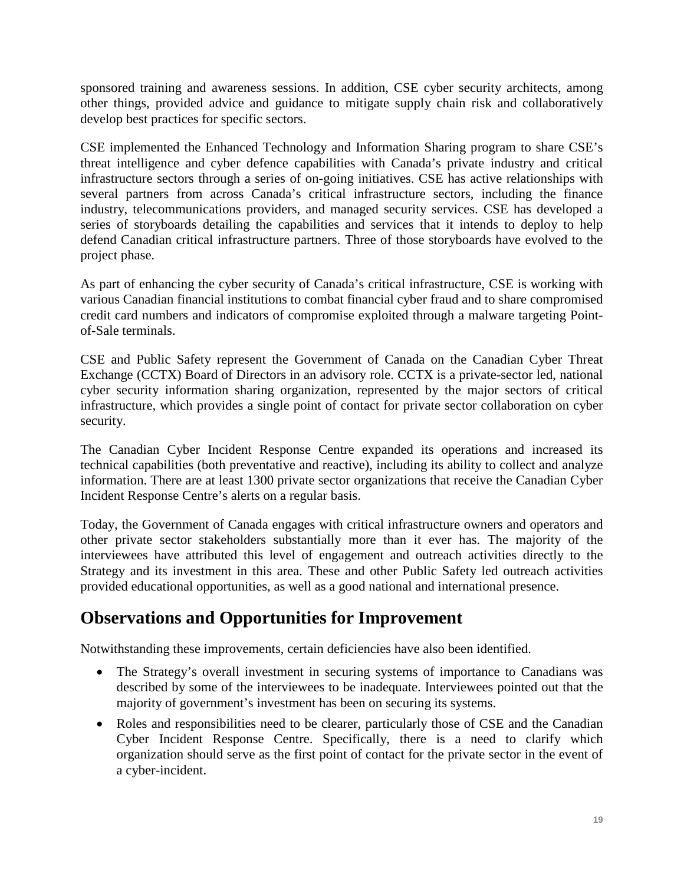sponsored training and awareness sessions. In addition, CSE cyber security architects, among other things, provided advice and guidance to mitigate supply chain risk and collaboratively develop best practices for specific sectors.

CSE implemented the Enhanced Technology and Information Sharing program to share CSE's threat intelligence and cyber defence capabilities with Canada's private industry and critical infrastructure sectors through a series of on-going initiatives. CSE has active relationships with several partners from across Canada's critical infrastructure sectors, including the finance industry, telecommunications providers, and managed security services. CSE has developed a series of storyboards detailing the capabilities and services that it intends to deploy to help defend Canadian critical infrastructure partners. Three of those storyboards have evolved to the project phase.

As part of enhancing the cyber security of Canada's critical infrastructure, CSE is working with various Canadian financial institutions to combat financial cyber fraud and to share compromised credit card numbers and indicators of compromise exploited through a malware targeting Point-of-Sale terminals.

CSE and Public Safety represent the Government of Canada on the Canadian Cyber Threat Exchange (CCTX) Board of Directors in an advisory role. CCTX is a private-sector led, national cyber security information sharing organization, represented by the major sectors of critical infrastructure, which provides a single point of contact for private sector collaboration on cyber security.

The Canadian Cyber Incident Response Centre expanded its operations and increased its technical capabilities (both preventative and reactive), including its ability to collect and analyze information. There are at least 1300 private sector organizations that receive the Canadian Cyber Incident Response Centre's alerts on a regular basis.

Today, the Government of Canada engages with critical infrastructure owners and operators and other private sector stakeholders substantially more than it ever has. The majority of the interviewees have attributed this level of engagement and outreach activities directly to the Strategy and its investment in this area. These and other Public Safety led outreach activities provided educational opportunities, as well as a good national and international presence.

## Observations and Opportunities for Improvement

Notwithstanding these improvements, certain deficiencies have also been identified.

- The Strategy's overall investment in securing systems of importance to Canadians was described by some of the interviewees to be inadequate. Interviewees pointed out that the majority of government's investment has been on securing its systems.
- Roles and responsibilities need to be clearer, particularly those of CSE and the Canadian Cyber Incident Response Centre. Specifically, there is a need to clarify which organization should serve as the first point of contact for the private sector in the event of a cyber-incident.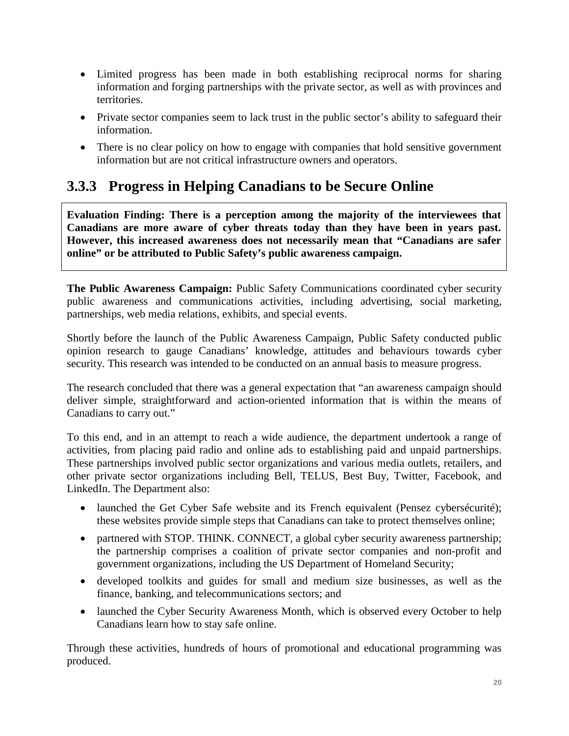- Limited progress has been made in both establishing reciprocal norms for sharing information and forging partnerships with the private sector, as well as with provinces and territories.
- Private sector companies seem to lack trust in the public sector's ability to safeguard their information.
- There is no clear policy on how to engage with companies that hold sensitive government information but are not critical infrastructure owners and operators.

### 3.3.3 Progress in Helping Canadians to be Secure Online

**Evaluation Finding: There is a perception among the majority of the interviewees that Canadians are more aware of cyber threats today than they have been in years past. However, this increased awareness does not necessarily mean that "Canadians are safer online" or be attributed to Public Safety's public awareness campaign.**

**The Public Awareness Campaign:** Public Safety Communications coordinated cyber security public awareness and communications activities, including advertising, social marketing, partnerships, web media relations, exhibits, and special events.

Shortly before the launch of the Public Awareness Campaign, Public Safety conducted public opinion research to gauge Canadians' knowledge, attitudes and behaviours towards cyber security. This research was intended to be conducted on an annual basis to measure progress.

The research concluded that there was a general expectation that "an awareness campaign should deliver simple, straightforward and action-oriented information that is within the means of Canadians to carry out."

To this end, and in an attempt to reach a wide audience, the department undertook a range of activities, from placing paid radio and online ads to establishing paid and unpaid partnerships. These partnerships involved public sector organizations and various media outlets, retailers, and other private sector organizations including Bell, TELUS, Best Buy, Twitter, Facebook, and LinkedIn. The Department also:

- launched the Get Cyber Safe website and its French equivalent (Pensez cybersécurité); these websites provide simple steps that Canadians can take to protect themselves online;
- partnered with STOP. THINK. CONNECT, a global cyber security awareness partnership; the partnership comprises a coalition of private sector companies and non-profit and government organizations, including the US Department of Homeland Security;
- developed toolkits and guides for small and medium size businesses, as well as the finance, banking, and telecommunications sectors; and
- launched the Cyber Security Awareness Month, which is observed every October to help Canadians learn how to stay safe online.

Through these activities, hundreds of hours of promotional and educational programming was produced.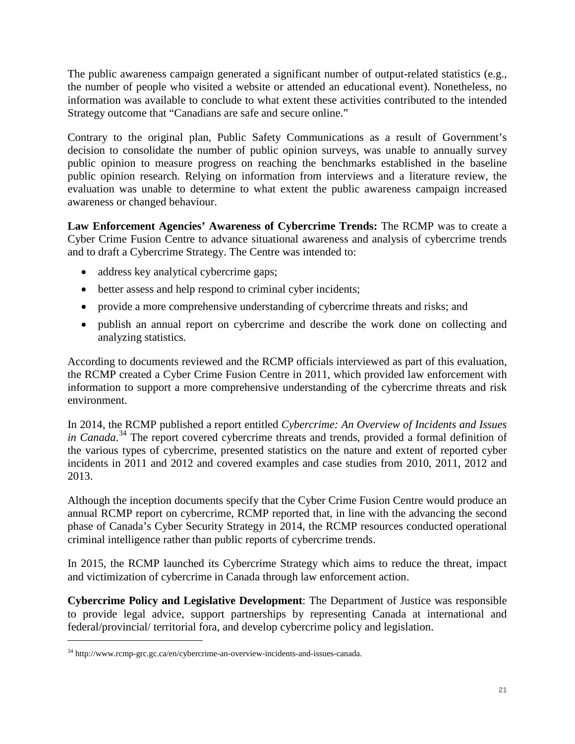The public awareness campaign generated a significant number of output-related statistics (e.g., the number of people who visited a website or attended an educational event). Nonetheless, no information was available to conclude to what extent these activities contributed to the intended Strategy outcome that "Canadians are safe and secure online."

Contrary to the original plan, Public Safety Communications as a result of Government's decision to consolidate the number of public opinion surveys, was unable to annually survey public opinion to measure progress on reaching the benchmarks established in the baseline public opinion research. Relying on information from interviews and a literature review, the evaluation was unable to determine to what extent the public awareness campaign increased awareness or changed behaviour.

**Law Enforcement Agencies' Awareness of Cybercrime Trends:** The RCMP was to create a Cyber Crime Fusion Centre to advance situational awareness and analysis of cybercrime trends and to draft a Cybercrime Strategy. The Centre was intended to:

- address key analytical cybercrime gaps;
- better assess and help respond to criminal cyber incidents;
- provide a more comprehensive understanding of cybercrime threats and risks; and
- publish an annual report on cybercrime and describe the work done on collecting and analyzing statistics.

According to documents reviewed and the RCMP officials interviewed as part of this evaluation, the RCMP created a Cyber Crime Fusion Centre in 2011, which provided law enforcement with information to support a more comprehensive understanding of the cybercrime threats and risk environment.

In 2014, the RCMP published a report entitled *Cybercrime: An Overview of Incidents and Issues in Canada*.[34] The report covered cybercrime threats and trends, provided a formal definition of the various types of cybercrime, presented statistics on the nature and extent of reported cyber incidents in 2011 and 2012 and covered examples and case studies from 2010, 2011, 2012 and 2013.

Although the inception documents specify that the Cyber Crime Fusion Centre would produce an annual RCMP report on cybercrime, RCMP reported that, in line with the advancing the second phase of Canada's Cyber Security Strategy in 2014, the RCMP resources conducted operational criminal intelligence rather than public reports of cybercrime trends.

In 2015, the RCMP launched its Cybercrime Strategy which aims to reduce the threat, impact and victimization of cybercrime in Canada through law enforcement action.

**Cybercrime Policy and Legislative Development**: The Department of Justice was responsible to provide legal advice, support partnerships by representing Canada at international and federal/provincial/ territorial fora, and develop cybercrime policy and legislation.

[34] http://www.rcmp-grc.gc.ca/en/cybercrime-an-overview-incidents-and-issues-canada.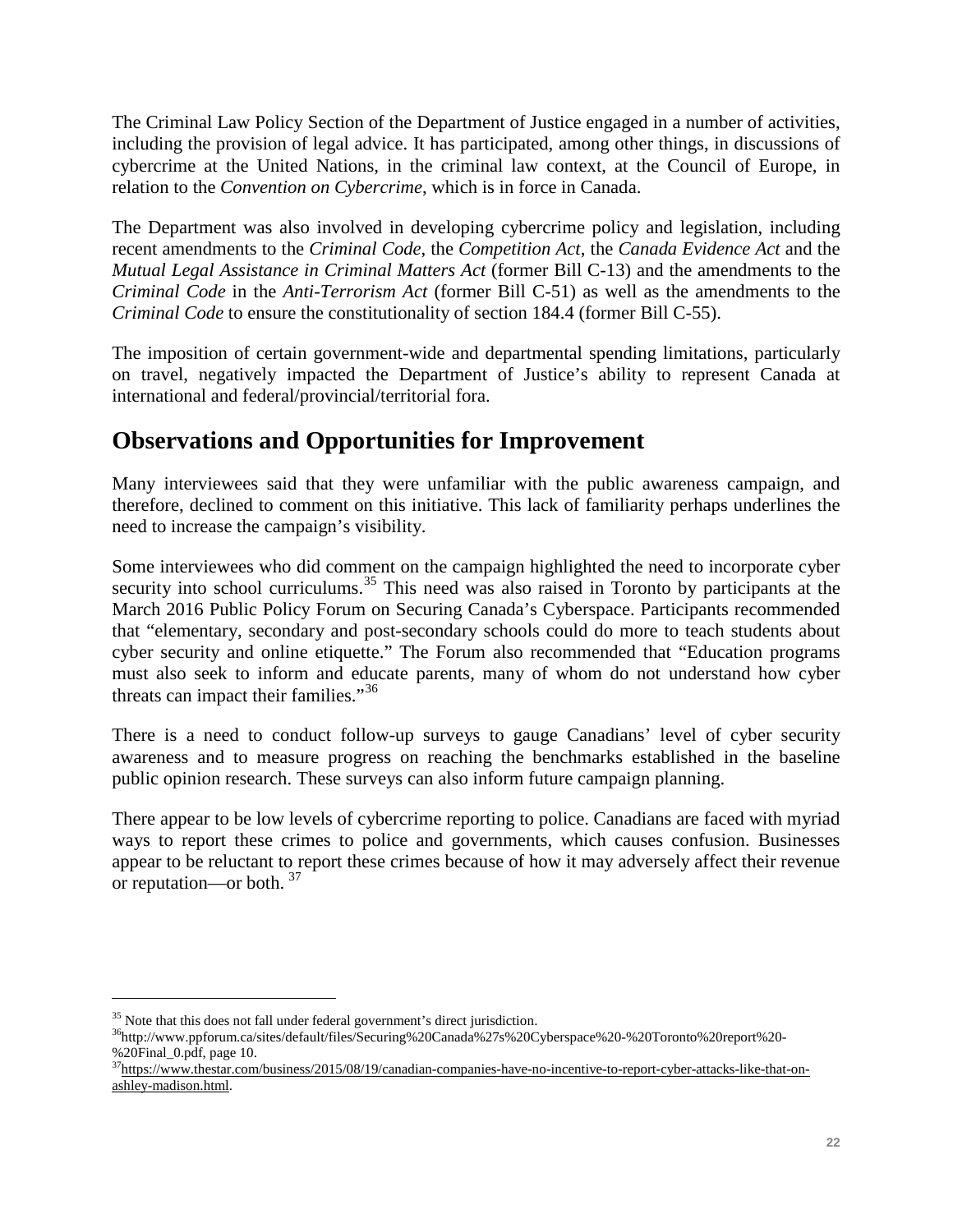The Criminal Law Policy Section of the Department of Justice engaged in a number of activities, including the provision of legal advice. It has participated, among other things, in discussions of cybercrime at the United Nations, in the criminal law context, at the Council of Europe, in relation to the *Convention on Cybercrime*, which is in force in Canada.

The Department was also involved in developing cybercrime policy and legislation, including recent amendments to the *Criminal Code*, the *Competition Act*, the *Canada Evidence Act* and the *Mutual Legal Assistance in Criminal Matters Act* (former Bill C-13) and the amendments to the *Criminal Code* in the *Anti-Terrorism Act* (former Bill C-51) as well as the amendments to the *Criminal Code* to ensure the constitutionality of section 184.4 (former Bill C-55).

The imposition of certain government-wide and departmental spending limitations, particularly on travel, negatively impacted the Department of Justice's ability to represent Canada at international and federal/provincial/territorial fora.

## Observations and Opportunities for Improvement

Many interviewees said that they were unfamiliar with the public awareness campaign, and therefore, declined to comment on this initiative. This lack of familiarity perhaps underlines the need to increase the campaign's visibility.

Some interviewees who did comment on the campaign highlighted the need to incorporate cyber security into school curriculums.[35] This need was also raised in Toronto by participants at the March 2016 Public Policy Forum on Securing Canada's Cyberspace. Participants recommended that "elementary, secondary and post-secondary schools could do more to teach students about cyber security and online etiquette." The Forum also recommended that "Education programs must also seek to inform and educate parents, many of whom do not understand how cyber threats can impact their families."[36]

There is a need to conduct follow-up surveys to gauge Canadians' level of cyber security awareness and to measure progress on reaching the benchmarks established in the baseline public opinion research. These surveys can also inform future campaign planning.

There appear to be low levels of cybercrime reporting to police. Canadians are faced with myriad ways to report these crimes to police and governments, which causes confusion. Businesses appear to be reluctant to report these crimes because of how it may adversely affect their revenue or reputation—or both. [37]

---

[35] Note that this does not fall under federal government's direct jurisdiction.

[36] http://www.ppforum.ca/sites/default/files/Securing%20Canada%27s%20Cyberspace%20-%20Toronto%20report%20-%20Final_0.pdf, page 10.

[37] https://www.thestar.com/business/2015/08/19/canadian-companies-have-no-incentive-to-report-cyber-attacks-like-that-on-ashley-madison.html.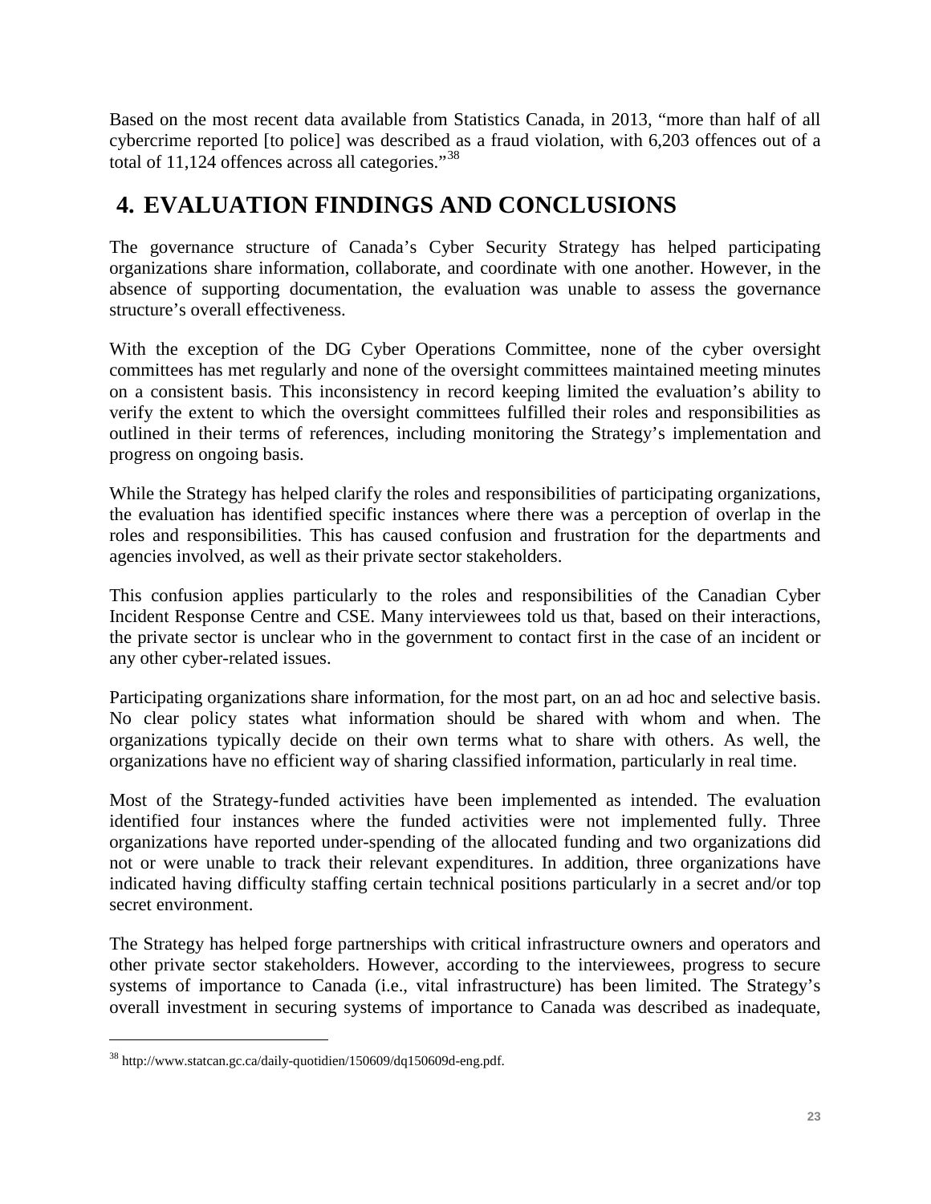Based on the most recent data available from Statistics Canada, in 2013, "more than half of all cybercrime reported [to police] was described as a fraud violation, with 6,203 offences out of a total of 11,124 offences across all categories."[38]

# 4. EVALUATION FINDINGS AND CONCLUSIONS

The governance structure of Canada's Cyber Security Strategy has helped participating organizations share information, collaborate, and coordinate with one another. However, in the absence of supporting documentation, the evaluation was unable to assess the governance structure's overall effectiveness.

With the exception of the DG Cyber Operations Committee, none of the cyber oversight committees has met regularly and none of the oversight committees maintained meeting minutes on a consistent basis. This inconsistency in record keeping limited the evaluation's ability to verify the extent to which the oversight committees fulfilled their roles and responsibilities as outlined in their terms of references, including monitoring the Strategy's implementation and progress on ongoing basis.

While the Strategy has helped clarify the roles and responsibilities of participating organizations, the evaluation has identified specific instances where there was a perception of overlap in the roles and responsibilities. This has caused confusion and frustration for the departments and agencies involved, as well as their private sector stakeholders.

This confusion applies particularly to the roles and responsibilities of the Canadian Cyber Incident Response Centre and CSE. Many interviewees told us that, based on their interactions, the private sector is unclear who in the government to contact first in the case of an incident or any other cyber-related issues.

Participating organizations share information, for the most part, on an ad hoc and selective basis. No clear policy states what information should be shared with whom and when. The organizations typically decide on their own terms what to share with others. As well, the organizations have no efficient way of sharing classified information, particularly in real time.

Most of the Strategy-funded activities have been implemented as intended. The evaluation identified four instances where the funded activities were not implemented fully. Three organizations have reported under-spending of the allocated funding and two organizations did not or were unable to track their relevant expenditures. In addition, three organizations have indicated having difficulty staffing certain technical positions particularly in a secret and/or top secret environment.

The Strategy has helped forge partnerships with critical infrastructure owners and operators and other private sector stakeholders. However, according to the interviewees, progress to secure systems of importance to Canada (i.e., vital infrastructure) has been limited. The Strategy's overall investment in securing systems of importance to Canada was described as inadequate,

[38] http://www.statcan.gc.ca/daily-quotidien/150609/dq150609d-eng.pdf.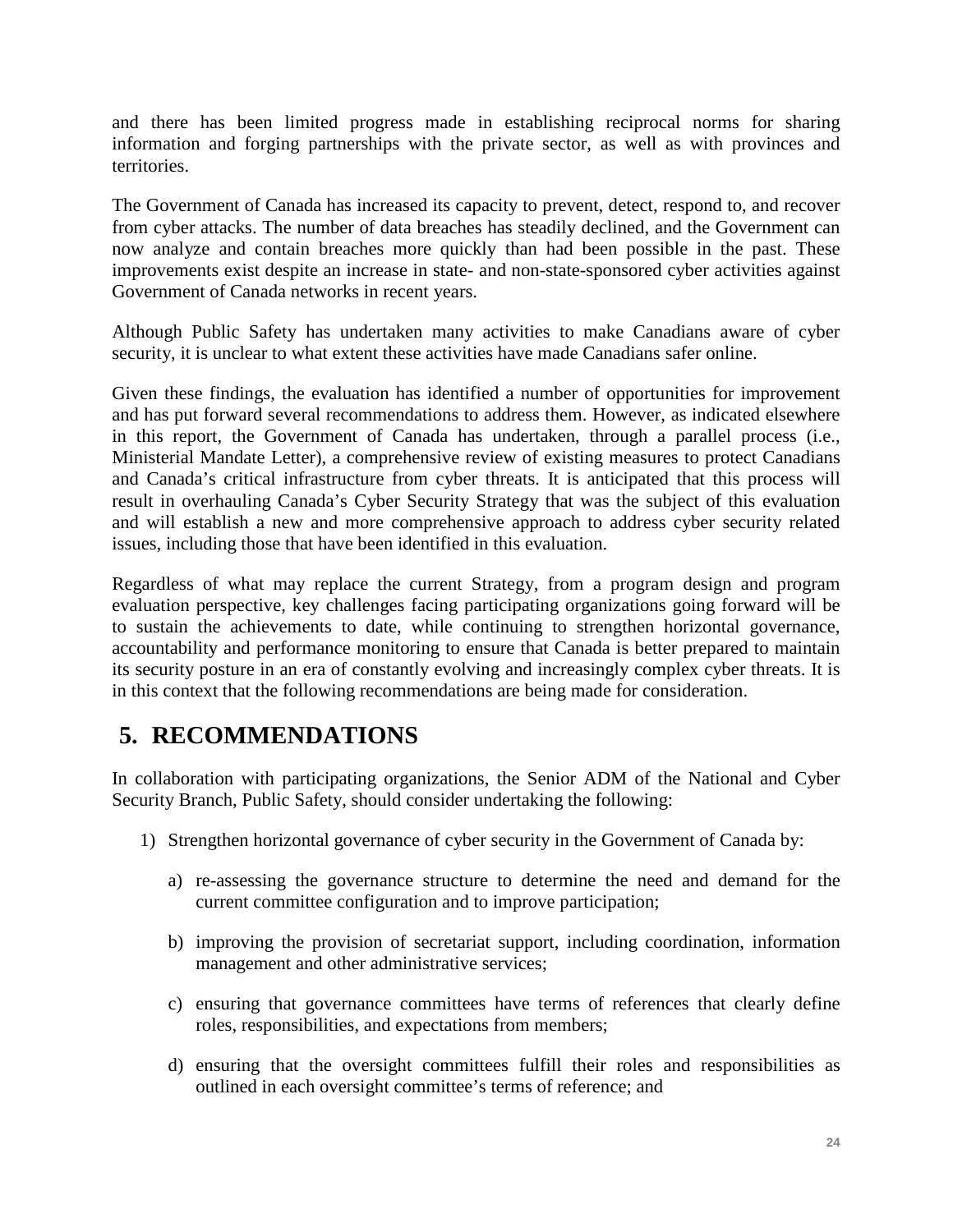and there has been limited progress made in establishing reciprocal norms for sharing information and forging partnerships with the private sector, as well as with provinces and territories.

The Government of Canada has increased its capacity to prevent, detect, respond to, and recover from cyber attacks. The number of data breaches has steadily declined, and the Government can now analyze and contain breaches more quickly than had been possible in the past. These improvements exist despite an increase in state- and non-state-sponsored cyber activities against Government of Canada networks in recent years.

Although Public Safety has undertaken many activities to make Canadians aware of cyber security, it is unclear to what extent these activities have made Canadians safer online.

Given these findings, the evaluation has identified a number of opportunities for improvement and has put forward several recommendations to address them. However, as indicated elsewhere in this report, the Government of Canada has undertaken, through a parallel process (i.e., Ministerial Mandate Letter), a comprehensive review of existing measures to protect Canadians and Canada's critical infrastructure from cyber threats. It is anticipated that this process will result in overhauling Canada's Cyber Security Strategy that was the subject of this evaluation and will establish a new and more comprehensive approach to address cyber security related issues, including those that have been identified in this evaluation.

Regardless of what may replace the current Strategy, from a program design and program evaluation perspective, key challenges facing participating organizations going forward will be to sustain the achievements to date, while continuing to strengthen horizontal governance, accountability and performance monitoring to ensure that Canada is better prepared to maintain its security posture in an era of constantly evolving and increasingly complex cyber threats. It is in this context that the following recommendations are being made for consideration.

# 5. RECOMMENDATIONS

In collaboration with participating organizations, the Senior ADM of the National and Cyber Security Branch, Public Safety, should consider undertaking the following:

1) Strengthen horizontal governance of cyber security in the Government of Canada by:

   a) re-assessing the governance structure to determine the need and demand for the current committee configuration and to improve participation;

   b) improving the provision of secretariat support, including coordination, information management and other administrative services;

   c) ensuring that governance committees have terms of references that clearly define roles, responsibilities, and expectations from members;

   d) ensuring that the oversight committees fulfill their roles and responsibilities as outlined in each oversight committee's terms of reference; and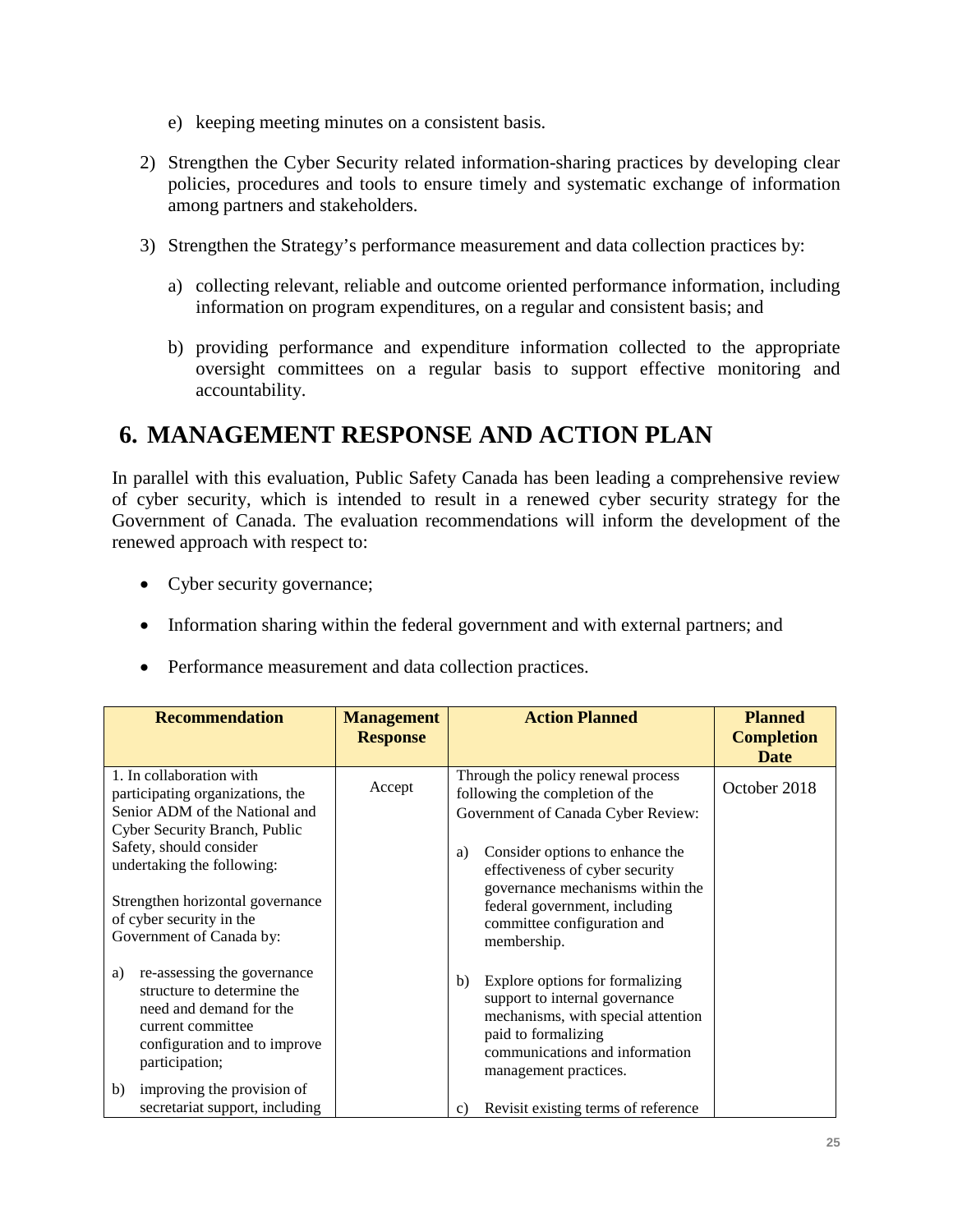e) keeping meeting minutes on a consistent basis.

2) Strengthen the Cyber Security related information-sharing practices by developing clear policies, procedures and tools to ensure timely and systematic exchange of information among partners and stakeholders.

3) Strengthen the Strategy's performance measurement and data collection practices by:

   a) collecting relevant, reliable and outcome oriented performance information, including information on program expenditures, on a regular and consistent basis; and

   b) providing performance and expenditure information collected to the appropriate oversight committees on a regular basis to support effective monitoring and accountability.

# 6. MANAGEMENT RESPONSE AND ACTION PLAN

In parallel with this evaluation, Public Safety Canada has been leading a comprehensive review of cyber security, which is intended to result in a renewed cyber security strategy for the Government of Canada. The evaluation recommendations will inform the development of the renewed approach with respect to:

- Cyber security governance;
- Information sharing within the federal government and with external partners; and
- Performance measurement and data collection practices.

| Recommendation | Management Response | Action Planned | Planned Completion Date |
|---|---|---|---|
| 1. In collaboration with participating organizations, the Senior ADM of the National and Cyber Security Branch, Public Safety, should consider undertaking the following:<br><br>Strengthen horizontal governance of cyber security in the Government of Canada by:<br><br>a) re-assessing the governance structure to determine the need and demand for the current committee configuration and to improve participation;<br><br>b) improving the provision of secretariat support, including | Accept | Through the policy renewal process following the completion of the Government of Canada Cyber Review:<br><br>a) Consider options to enhance the effectiveness of cyber security governance mechanisms within the federal government, including committee configuration and membership.<br><br>b) Explore options for formalizing support to internal governance mechanisms, with special attention paid to formalizing communications and information management practices.<br><br>c) Revisit existing terms of reference | October 2018 |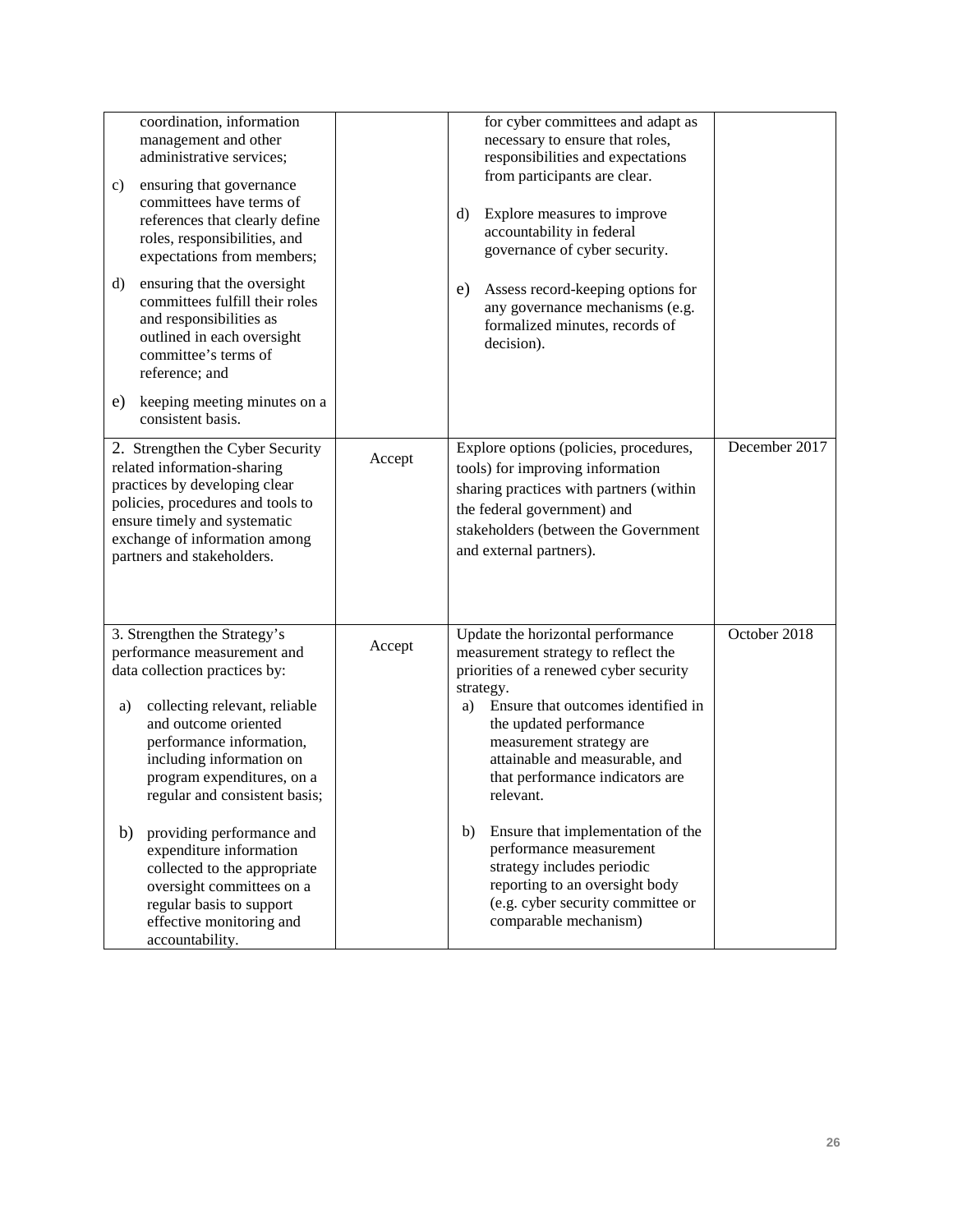| | | | |
|---|---|---|---|
| coordination, information management and other administrative services;<br><br>c) ensuring that governance committees have terms of references that clearly define roles, responsibilities, and expectations from members;<br><br>d) ensuring that the oversight committees fulfill their roles and responsibilities as outlined in each oversight committee's terms of reference; and<br><br>e) keeping meeting minutes on a consistent basis. | | for cyber committees and adapt as necessary to ensure that roles, responsibilities and expectations from participants are clear.<br><br>d) Explore measures to improve accountability in federal governance of cyber security.<br><br>e) Assess record-keeping options for any governance mechanisms (e.g. formalized minutes, records of decision). | |
| 2. Strengthen the Cyber Security related information-sharing practices by developing clear policies, procedures and tools to ensure timely and systematic exchange of information among partners and stakeholders. | Accept | Explore options (policies, procedures, tools) for improving information sharing practices with partners (within the federal government) and stakeholders (between the Government and external partners). | December 2017 |
| 3. Strengthen the Strategy's performance measurement and data collection practices by:<br><br>a) collecting relevant, reliable and outcome oriented performance information, including information on program expenditures, on a regular and consistent basis;<br><br>b) providing performance and expenditure information collected to the appropriate oversight committees on a regular basis to support effective monitoring and accountability. | Accept | Update the horizontal performance measurement strategy to reflect the priorities of a renewed cyber security strategy.<br>a) Ensure that outcomes identified in the updated performance measurement strategy are attainable and measurable, and that performance indicators are relevant.<br><br>b) Ensure that implementation of the performance measurement strategy includes periodic reporting to an oversight body (e.g. cyber security committee or comparable mechanism) | October 2018 |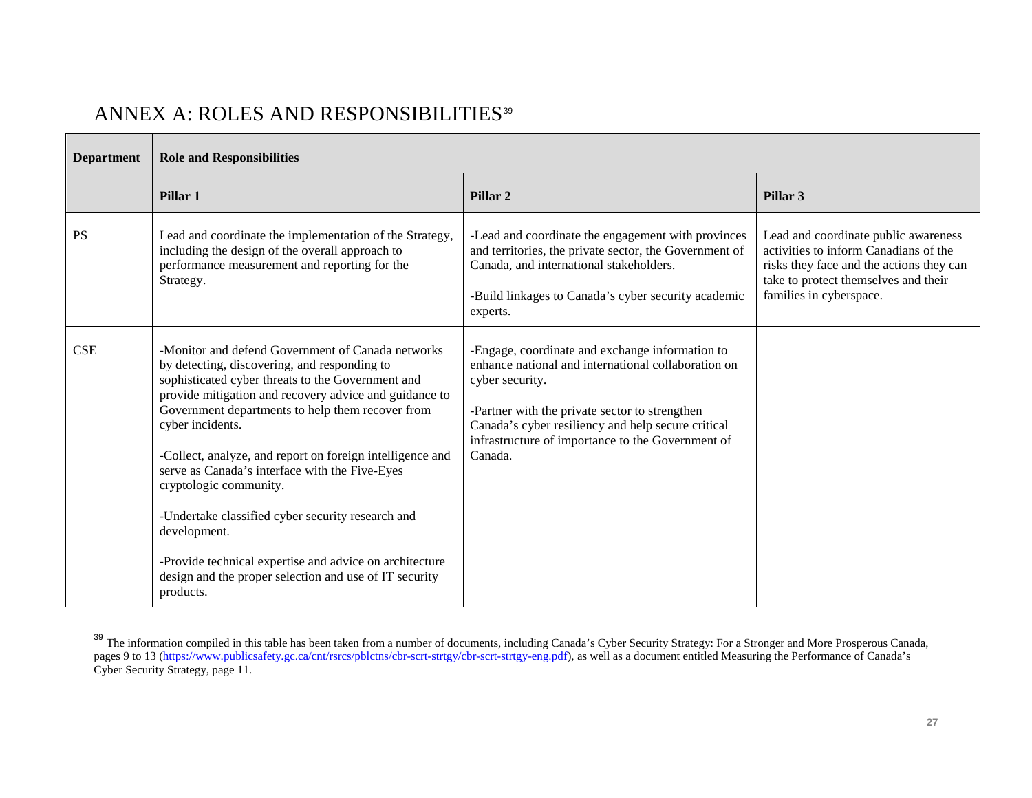# ANNEX A: ROLES AND RESPONSIBILITIES[39]

| Department | Role and Responsibilities | | |
|---|---|---|---|
| | **Pillar 1** | **Pillar 2** | **Pillar 3** |
| PS | Lead and coordinate the implementation of the Strategy, including the design of the overall approach to performance measurement and reporting for the Strategy. | -Lead and coordinate the engagement with provinces and territories, the private sector, the Government of Canada, and international stakeholders.<br><br>-Build linkages to Canada's cyber security academic experts. | Lead and coordinate public awareness activities to inform Canadians of the risks they face and the actions they can take to protect themselves and their families in cyberspace. |
| CSE | -Monitor and defend Government of Canada networks by detecting, discovering, and responding to sophisticated cyber threats to the Government and provide mitigation and recovery advice and guidance to Government departments to help them recover from cyber incidents.<br><br>-Collect, analyze, and report on foreign intelligence and serve as Canada's interface with the Five-Eyes cryptologic community.<br><br>-Undertake classified cyber security research and development.<br><br>-Provide technical expertise and advice on architecture design and the proper selection and use of IT security products. | -Engage, coordinate and exchange information to enhance national and international collaboration on cyber security.<br><br>-Partner with the private sector to strengthen Canada's cyber resiliency and help secure critical infrastructure of importance to the Government of Canada. | |

[39] The information compiled in this table has been taken from a number of documents, including Canada's Cyber Security Strategy: For a Stronger and More Prosperous Canada, pages 9 to 13 (https://www.publicsafety.gc.ca/cnt/rsrcs/pblctns/cbr-scrt-strtgy/cbr-scrt-strtgy-eng.pdf), as well as a document entitled Measuring the Performance of Canada's Cyber Security Strategy, page 11.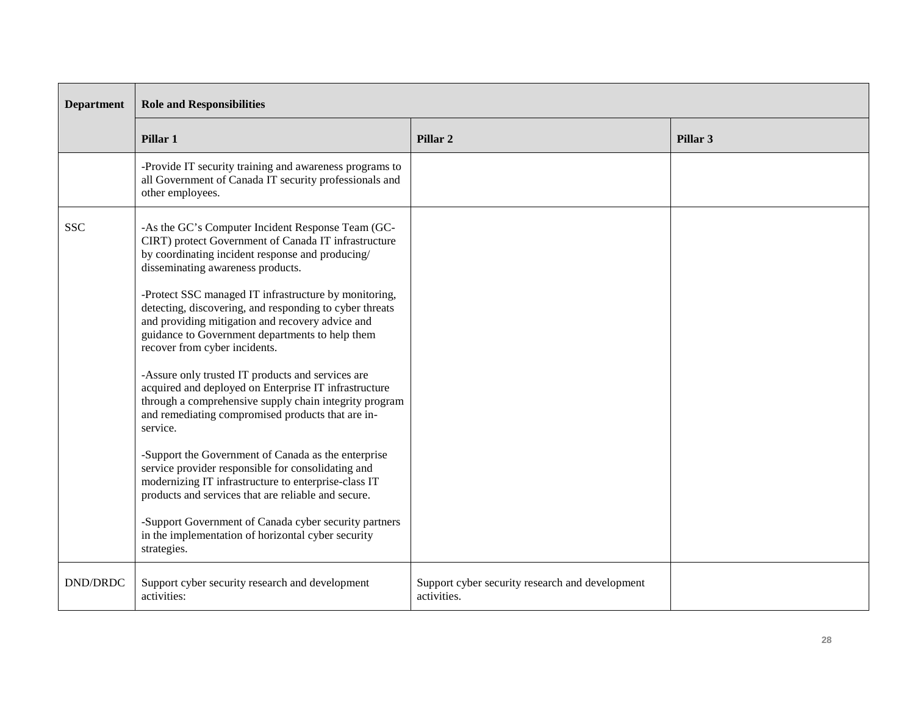| Department | Role and Responsibilities | | |
|---|---|---|---|
| | Pillar 1 | Pillar 2 | Pillar 3 |
| | -Provide IT security training and awareness programs to all Government of Canada IT security professionals and other employees. | | |
| SSC | -As the GC's Computer Incident Response Team (GC-CIRT) protect Government of Canada IT infrastructure by coordinating incident response and producing/ disseminating awareness products.<br><br>-Protect SSC managed IT infrastructure by monitoring, detecting, discovering, and responding to cyber threats and providing mitigation and recovery advice and guidance to Government departments to help them recover from cyber incidents.<br><br>-Assure only trusted IT products and services are acquired and deployed on Enterprise IT infrastructure through a comprehensive supply chain integrity program and remediating compromised products that are in-service.<br><br>-Support the Government of Canada as the enterprise service provider responsible for consolidating and modernizing IT infrastructure to enterprise-class IT products and services that are reliable and secure.<br><br>-Support Government of Canada cyber security partners in the implementation of horizontal cyber security strategies. | | |
| DND/DRDC | Support cyber security research and development activities: | Support cyber security research and development activities. | |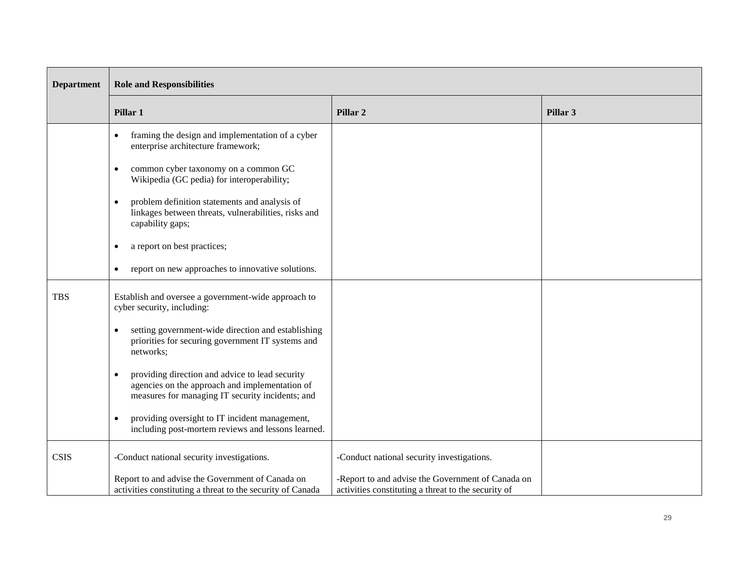| Department | Role and Responsibilities | | |
|---|---|---|---|
| | Pillar 1 | Pillar 2 | Pillar 3 |
| | • framing the design and implementation of a cyber enterprise architecture framework;<br><br>• common cyber taxonomy on a common GC Wikipedia (GC pedia) for interoperability;<br><br>• problem definition statements and analysis of linkages between threats, vulnerabilities, risks and capability gaps;<br><br>• a report on best practices;<br><br>• report on new approaches to innovative solutions. | | |
| TBS | Establish and oversee a government-wide approach to cyber security, including:<br><br>• setting government-wide direction and establishing priorities for securing government IT systems and networks;<br><br>• providing direction and advice to lead security agencies on the approach and implementation of measures for managing IT security incidents; and<br><br>• providing oversight to IT incident management, including post-mortem reviews and lessons learned. | | |
| CSIS | -Conduct national security investigations.<br><br>Report to and advise the Government of Canada on activities constituting a threat to the security of Canada | -Conduct national security investigations.<br><br>-Report to and advise the Government of Canada on activities constituting a threat to the security of | |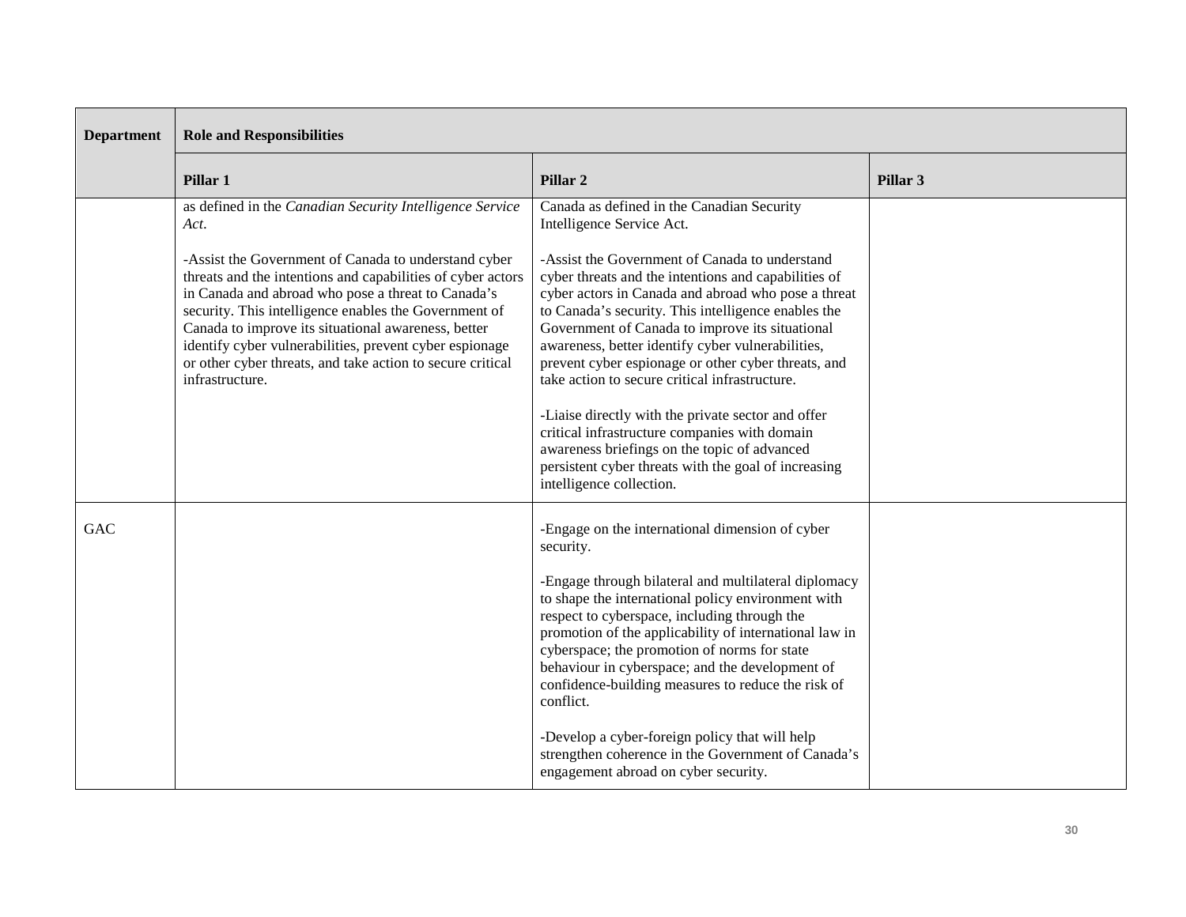| Department | Role and Responsibilities | | |
|---|---|---|---|
| | **Pillar 1** | **Pillar 2** | **Pillar 3** |
| | as defined in the *Canadian Security Intelligence Service Act*.<br><br>-Assist the Government of Canada to understand cyber threats and the intentions and capabilities of cyber actors in Canada and abroad who pose a threat to Canada's security. This intelligence enables the Government of Canada to improve its situational awareness, better identify cyber vulnerabilities, prevent cyber espionage or other cyber threats, and take action to secure critical infrastructure. | Canada as defined in the Canadian Security Intelligence Service Act.<br><br>-Assist the Government of Canada to understand cyber threats and the intentions and capabilities of cyber actors in Canada and abroad who pose a threat to Canada's security. This intelligence enables the Government of Canada to improve its situational awareness, better identify cyber vulnerabilities, prevent cyber espionage or other cyber threats, and take action to secure critical infrastructure.<br><br>-Liaise directly with the private sector and offer critical infrastructure companies with domain awareness briefings on the topic of advanced persistent cyber threats with the goal of increasing intelligence collection. | |
| GAC | | -Engage on the international dimension of cyber security.<br><br>-Engage through bilateral and multilateral diplomacy to shape the international policy environment with respect to cyberspace, including through the promotion of the applicability of international law in cyberspace; the promotion of norms for state behaviour in cyberspace; and the development of confidence-building measures to reduce the risk of conflict.<br><br>-Develop a cyber-foreign policy that will help strengthen coherence in the Government of Canada's engagement abroad on cyber security. | |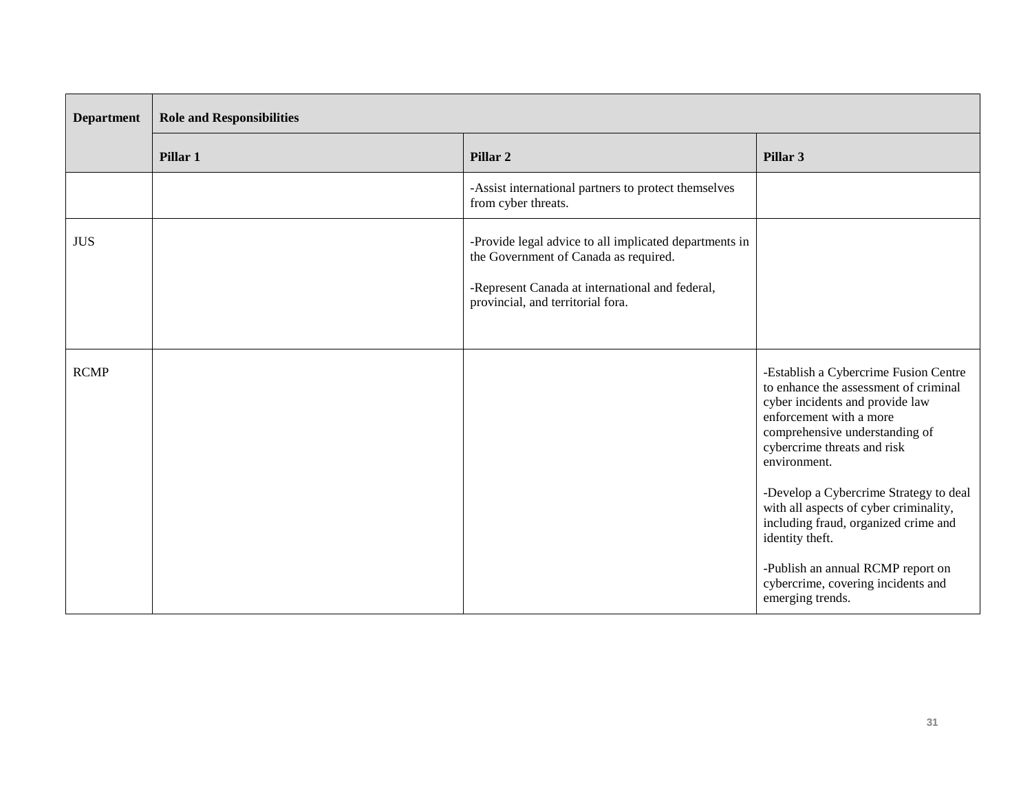| Department | Role and Responsibilities | | |
|---|---|---|---|
| | Pillar 1 | Pillar 2 | Pillar 3 |
| | | -Assist international partners to protect themselves from cyber threats. | |
| JUS | | -Provide legal advice to all implicated departments in the Government of Canada as required.<br><br>-Represent Canada at international and federal, provincial, and territorial fora. | |
| RCMP | | | -Establish a Cybercrime Fusion Centre to enhance the assessment of criminal cyber incidents and provide law enforcement with a more comprehensive understanding of cybercrime threats and risk environment.<br><br>-Develop a Cybercrime Strategy to deal with all aspects of cyber criminality, including fraud, organized crime and identity theft.<br><br>-Publish an annual RCMP report on cybercrime, covering incidents and emerging trends. |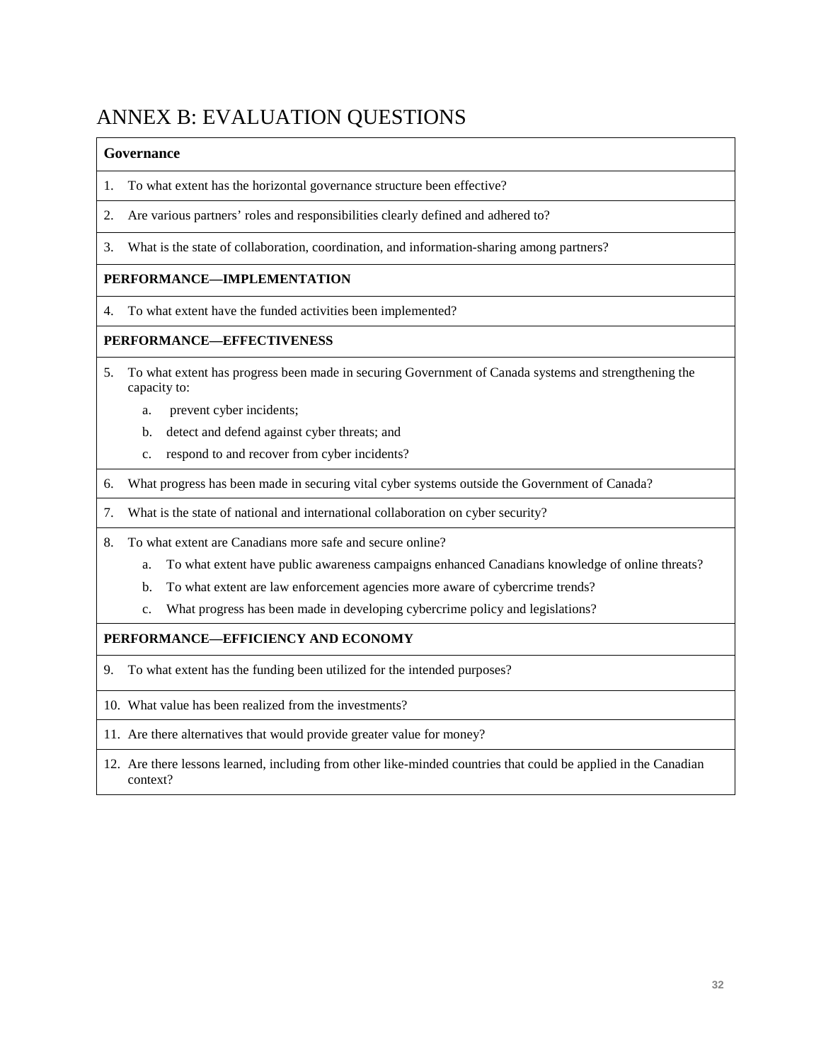# ANNEX B: EVALUATION QUESTIONS

| |
|---|
| **Governance** |
| 1. To what extent has the horizontal governance structure been effective? |
| 2. Are various partners' roles and responsibilities clearly defined and adhered to? |
| 3. What is the state of collaboration, coordination, and information-sharing among partners? |
| **PERFORMANCE—IMPLEMENTATION** |
| 4. To what extent have the funded activities been implemented? |
| **PERFORMANCE—EFFECTIVENESS** |
| 5. To what extent has progress been made in securing Government of Canada systems and strengthening the capacity to: <br> a. prevent cyber incidents; <br> b. detect and defend against cyber threats; and <br> c. respond to and recover from cyber incidents? |
| 6. What progress has been made in securing vital cyber systems outside the Government of Canada? |
| 7. What is the state of national and international collaboration on cyber security? |
| 8. To what extent are Canadians more safe and secure online? <br> a. To what extent have public awareness campaigns enhanced Canadians knowledge of online threats? <br> b. To what extent are law enforcement agencies more aware of cybercrime trends? <br> c. What progress has been made in developing cybercrime policy and legislations? |
| **PERFORMANCE—EFFICIENCY AND ECONOMY** |
| 9. To what extent has the funding been utilized for the intended purposes? |
| 10. What value has been realized from the investments? |
| 11. Are there alternatives that would provide greater value for money? |
| 12. Are there lessons learned, including from other like-minded countries that could be applied in the Canadian context? |